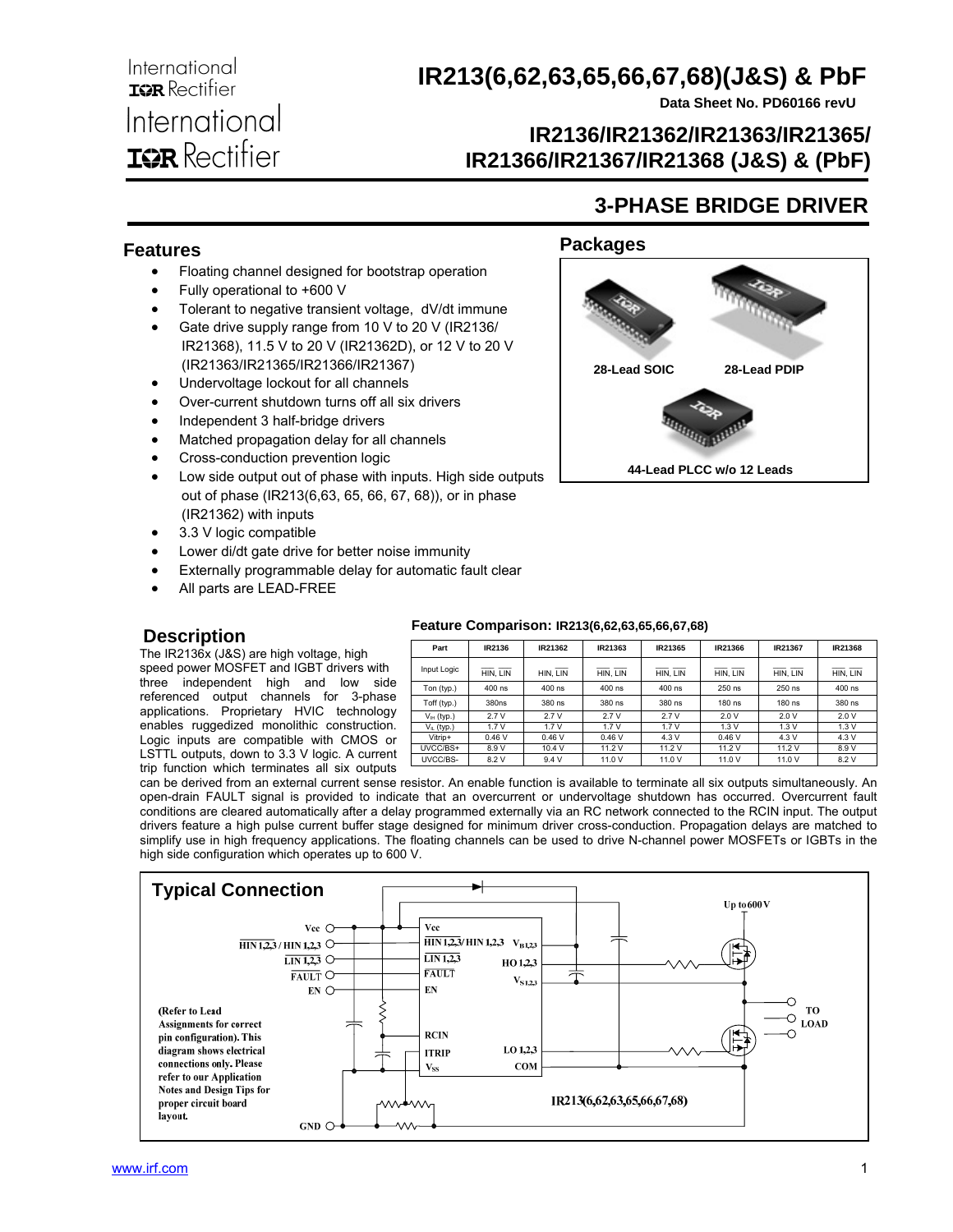# IR213(6,62,63,65,66,67,68)(J&S) & PbF

Data Sheet No. PD60166 revU

## IR2136/IR21362/IR21363/IR21365/ IR21366/IR21367/IR21368 (J&S) & (PbF)

## 3-PHASE BRIDGE DRIVER

### Features

- Floating channel designed for bootstrap operation
- Fully operational to +600 V
- Tolerant to negative transient voltage, dV/dt immune
- Gate drive supply range from 10 V to 20 V (IR2136/ IR21368), 11.5 V to 20 V (IR21362D), or 12 V to 20 V (IR21363/IR21365/IR21366/IR21367)
- Undervoltage lockout for all channels
- Over-current shutdown turns off all six drivers
- Independent 3 half-bridge drivers
- Matched propagation delay for all channels
- Cross-conduction prevention logic
- Low side output out of phase with inputs. High side outputs out of phase (IR213(6,63, 65, 66, 67, 68)), or in phase (IR21362) with inputs
- 3.3 V logic compatible
- Lower di/dt gate drive for better noise immunity
- Externally programmable delay for automatic fault clear
- All parts are LEAD-FREE

### Packages

28-Lead SOIC

28-Lead PDIP

44-Lead PLCC w/o 12 Leads

### Description

The IR2136x (J&S) are high voltage, high speed power MOSFET and IGBT drivers with three independent high and low side referenced output channels for 3-phase applications. Proprietary HVIC technology enables ruggedized monolithic construction. Logic inputs are compatible with CMOS or LSTTL outputs, down to 3.3 V logic. A current trip function which terminates all six outputs can be derived from an external current sense resistor. An enable function is available to terminate all six outputs simultaneously. An open-drain FAULT signal is provided to indicate that an overcurrent or undervoltage shutdown has occurred. Overcurrent fault conditions are cleared automatically after a delay programmed externally via an RC network connected to the RCIN input. The output drivers feature a high pulse current buffer stage designed for minimum driver cross-conduction. Propagation delays are matched to simplify use in high frequency applications. The floating channels can be used to drive N-channel power MOSFETs or IGBTs in the high side configuration which operates up to 600 V.

**Feature Comparison: IR213(6,62,63,65,66,67,68)**

| Part | IR2136 | IR21362 | IR21363 | IR21365 | IR21366 | IR21367 | IR21368 |
|---|---|---|---|---|---|---|---|
| Input Logic | $\overline{HIN}$, $\overline{LIN}$ | HIN, $\overline{LIN}$ | $\overline{HIN}$, $\overline{LIN}$ | $\overline{HIN}$, $\overline{LIN}$ | $\overline{HIN}$, $\overline{LIN}$ | $\overline{HIN}$, $\overline{LIN}$ | $\overline{HIN}$, $\overline{LIN}$ |
| Ton (typ.) | 400 ns | 400 ns | 400 ns | 400 ns | 250 ns | 250 ns | 400 ns |
| Toff (typ.) | 380ns | 380 ns | 380 ns | 380 ns | 180 ns | 180 ns | 380 ns |
| $V_{IH}$ (typ.) | 2.7 V | 2.7 V | 2.7 V | 2.7 V | 2.0 V | 2.0 V | 2.0 V |
| $V_{IL}$ (typ.) | 1.7 V | 1.7 V | 1.7 V | 1.7 V | 1.3 V | 1.3 V | 1.3 V |
| Vitrip+ | 0.46 V | 0.46 V | 0.46 V | 4.3 V | 0.46 V | 4.3 V | 4.3 V |
| UVCC/BS+ | 8.9 V | 10.4 V | 11.2 V | 11.2 V | 11.2 V | 11.2 V | 8.9 V |
| UVCC/BS- | 8.2 V | 9.4 V | 11.0 V | 11.0 V | 11.0 V | 11.0 V | 8.2 V |

### Typical Connection

Up to 600V

TO LOAD

(Refer to Lead Assignments for correct pin configuration). This diagram shows electrical connections only. Please refer to our Application Notes and Design Tips for proper circuit board layout.

IR213(6,62,63,65,66,67,68)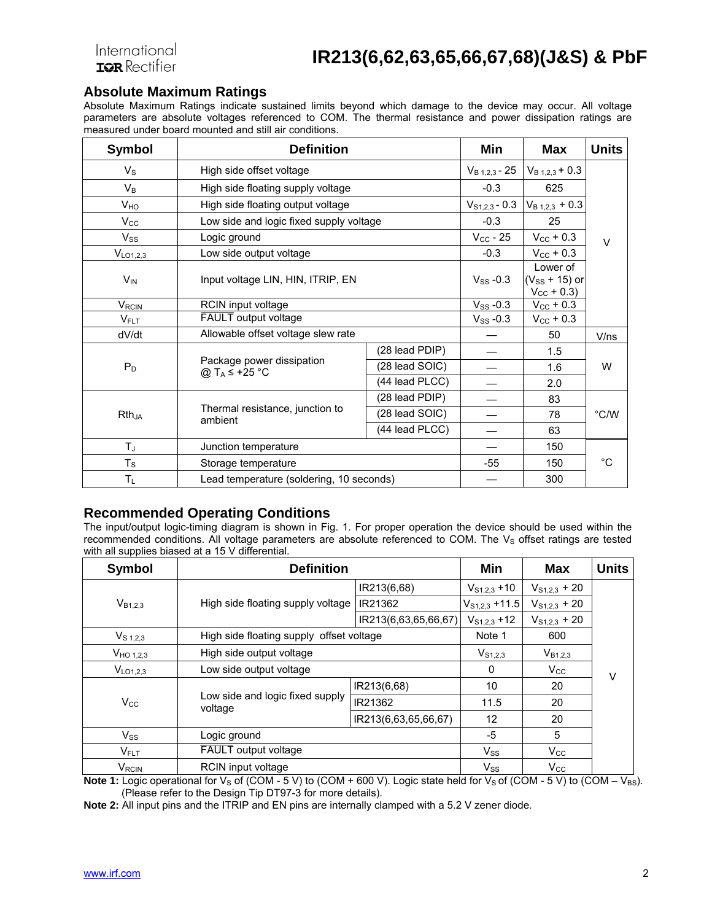## Absolute Maximum Ratings

Absolute Maximum Ratings indicate sustained limits beyond which damage to the device may occur. All voltage parameters are absolute voltages referenced to COM. The thermal resistance and power dissipation ratings are measured under board mounted and still air conditions.

| Symbol | Definition | | Min | Max | Units |
|---|---|---|---|---|---|
| $V_S$ | High side offset voltage | | $V_{B\ 1,2,3}$ - 25 | $V_{B\ 1,2,3}$ + 0.3 | V |
| $V_B$ | High side floating supply voltage | | -0.3 | 625 | |
| $V_{HO}$ | High side floating output voltage | | $V_{S1,2,3}$ - 0.3 | $V_{B\ 1,2,3}$ + 0.3 | |
| $V_{CC}$ | Low side and logic fixed supply voltage | | -0.3 | 25 | |
| $V_{SS}$ | Logic ground | | $V_{CC}$ - 25 | $V_{CC}$ + 0.3 | |
| $V_{LO1,2,3}$ | Low side output voltage | | -0.3 | $V_{CC}$ + 0.3 | |
| $V_{IN}$ | Input voltage LIN, HIN, ITRIP, EN | | $V_{SS}$ -0.3 | Lower of ($V_{SS}$ + 15) or $V_{CC}$ + 0.3) | |
| $V_{RCIN}$ | RCIN input voltage | | $V_{SS}$ -0.3 | $V_{CC}$ + 0.3 | |
| $V_{FLT}$ | $\overline{\text{FAULT}}$ output voltage | | $V_{SS}$ -0.3 | $V_{CC}$ + 0.3 | |
| dV/dt | Allowable offset voltage slew rate | | — | 50 | V/ns |
| $P_D$ | Package power dissipation @ $T_A \leq$ +25 °C | (28 lead PDIP) | — | 1.5 | W |
| | | (28 lead SOIC) | — | 1.6 | |
| | | (44 lead PLCC) | — | 2.0 | |
| $Rth_{JA}$ | Thermal resistance, junction to ambient | (28 lead PDIP) | — | 83 | °C/W |
| | | (28 lead SOIC) | — | 78 | |
| | | (44 lead PLCC) | — | 63 | |
| $T_J$ | Junction temperature | | — | 150 | °C |
| $T_S$ | Storage temperature | | -55 | 150 | |
| $T_L$ | Lead temperature (soldering, 10 seconds) | | — | 300 | |

## Recommended Operating Conditions

The input/output logic-timing diagram is shown in Fig. 1. For proper operation the device should be used within the recommended conditions. All voltage parameters are absolute referenced to COM. The $V_S$ offset ratings are tested with all supplies biased at a 15 V differential.

| Symbol | Definition | | Min | Max | Units |
|---|---|---|---|---|---|
| $V_{B1,2,3}$ | High side floating supply voltage | IR213(6,68) | $V_{S1,2,3}$ +10 | $V_{S1,2,3}$ + 20 | V |
| | | IR21362 | $V_{S1,2,3}$ +11.5 | $V_{S1,2,3}$ + 20 | |
| | | IR213(6,63,65,66,67) | $V_{S1,2,3}$ +12 | $V_{S1,2,3}$ + 20 | |
| $V_{S\ 1,2,3}$ | High side floating supply offset voltage | | Note 1 | 600 | |
| $V_{HO\ 1,2,3}$ | High side output voltage | | $V_{S1,2,3}$ | $V_{B1,2,3}$ | |
| $V_{LO1,2,3}$ | Low side output voltage | | 0 | $V_{CC}$ | |
| $V_{CC}$ | Low side and logic fixed supply voltage | IR213(6,68) | 10 | 20 | |
| | | IR21362 | 11.5 | 20 | |
| | | IR213(6,63,65,66,67) | 12 | 20 | |
| $V_{SS}$ | Logic ground | | -5 | 5 | |
| $V_{FLT}$ | $\overline{\text{FAULT}}$ output voltage | | $V_{SS}$ | $V_{CC}$ | |
| $V_{RCIN}$ | RCIN input voltage | | $V_{SS}$ | $V_{CC}$ | |

**Note 1:** Logic operational for $V_S$ of (COM - 5 V) to (COM + 600 V). Logic state held for $V_S$ of (COM - 5 V) to (COM – $V_{BS}$). (Please refer to the Design Tip DT97-3 for more details).

**Note 2:** All input pins and the ITRIP and EN pins are internally clamped with a 5.2 V zener diode.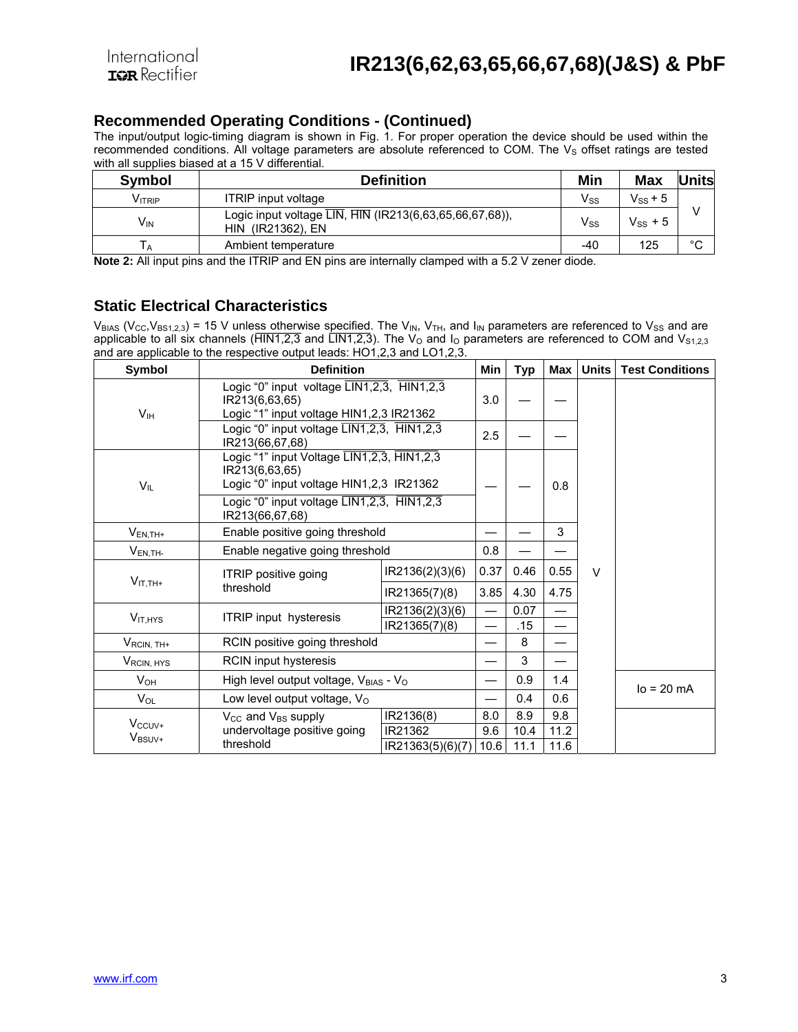## Recommended Operating Conditions - (Continued)

The input/output logic-timing diagram is shown in Fig. 1. For proper operation the device should be used within the recommended conditions. All voltage parameters are absolute referenced to COM. The $V_S$ offset ratings are tested with all supplies biased at a 15 V differential.

| Symbol | Definition | Min | Max | Units |
|---|---|---|---|---|
| $V_{ITRIP}$ | ITRIP input voltage | $V_{SS}$ | $V_{SS}$ + 5 | V |
| $V_{IN}$ | Logic input voltage $\overline{LIN}$, $\overline{HIN}$ (IR213(6,63,65,66,67,68)), HIN (IR21362), EN | $V_{SS}$ | $V_{SS}$ + 5 | V |
| $T_A$ | Ambient temperature | -40 | 125 | °C |

**Note 2:** All input pins and the ITRIP and EN pins are internally clamped with a 5.2 V zener diode.

## Static Electrical Characteristics

$V_{BIAS}$ ($V_{CC}$,$V_{BS1,2,3}$) = 15 V unless otherwise specified. The $V_{IN}$, $V_{TH}$, and $I_{IN}$ parameters are referenced to $V_{SS}$ and are applicable to all six channels ($\overline{HIN1,2,3}$ and $\overline{LIN1,2,3}$). The $V_O$ and $I_O$ parameters are referenced to COM and $V_{S1,2,3}$ and are applicable to the respective output leads: HO1,2,3 and LO1,2,3.

| Symbol | Definition | | Min | Typ | Max | Units | Test Conditions |
|---|---|---|---|---|---|---|---|
| $V_{IH}$ | Logic "0" input voltage $\overline{LIN1,2,3}$, $\overline{HIN1,2,3}$ IR213(6,63,65) Logic "1" input voltage HIN1,2,3 IR21362 | | 3.0 | — | — | V | |
| | Logic "0" input voltage $\overline{LIN1,2,3}$, $\overline{HIN1,2,3}$ IR213(66,67,68) | | 2.5 | — | — | V | |
| $V_{IL}$ | Logic "1" input Voltage $\overline{LIN1,2,3}$, $\overline{HIN1,2,3}$ IR213(6,63,65) Logic "0" input voltage HIN1,2,3 IR21362 | | — | — | 0.8 | V | |
| | Logic "0" input voltage $\overline{LIN1,2,3}$, $\overline{HIN1,2,3}$ IR213(66,67,68) | | | | | V | |
| $V_{EN,TH+}$ | Enable positive going threshold | | — | — | 3 | V | |
| $V_{EN,TH-}$ | Enable negative going threshold | | 0.8 | — | — | V | |
| $V_{IT,TH+}$ | ITRIP positive going threshold | IR2136(2)(3)(6) | 0.37 | 0.46 | 0.55 | V | |
| | | IR21365(7)(8) | 3.85 | 4.30 | 4.75 | V | |
| $V_{IT,HYS}$ | ITRIP input hysteresis | IR2136(2)(3)(6) | — | 0.07 | — | V | |
| | | IR21365(7)(8) | — | .15 | — | V | |
| $V_{RCIN,TH+}$ | RCIN positive going threshold | | — | 8 | — | V | |
| $V_{RCIN,HYS}$ | RCIN input hysteresis | | — | 3 | — | V | |
| $V_{OH}$ | High level output voltage, $V_{BIAS}$ - $V_O$ | | — | 0.9 | 1.4 | V | Io = 20 mA |
| $V_{OL}$ | Low level output voltage, $V_O$ | | — | 0.4 | 0.6 | V | Io = 20 mA |
| $V_{CCUV+}$ $V_{BSUV+}$ | $V_{CC}$ and $V_{BS}$ supply undervoltage positive going threshold | IR2136(8) | 8.0 | 8.9 | 9.8 | V | |
| | | IR21362 | 9.6 | 10.4 | 11.2 | V | |
| | | IR21363(5)(6)(7) | 10.6 | 11.1 | 11.6 | V | |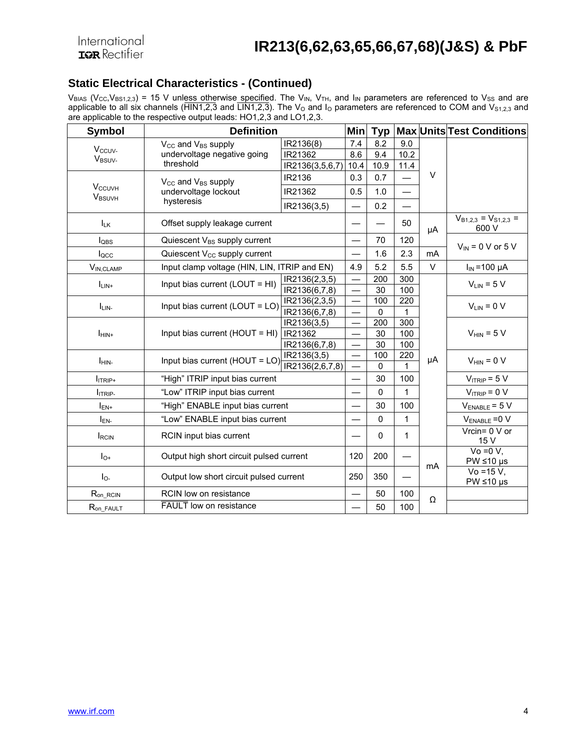## Static Electrical Characteristics - (Continued)

$V_{BIAS}$ ($V_{CC}$,$V_{BS1,2,3}$) = 15 V unless otherwise specified. The $V_{IN}$, $V_{TH}$, and $I_{IN}$ parameters are referenced to $V_{SS}$ and are applicable to all six channels ($\overline{HIN1,2,3}$ and $\overline{LIN1,2,3}$). The $V_O$ and $I_O$ parameters are referenced to COM and $V_{S1,2,3}$ and are applicable to the respective output leads: HO1,2,3 and LO1,2,3.

| Symbol | Definition | | Min | Typ | Max | Units | Test Conditions |
|---|---|---|---|---|---|---|---|
| $V_{CCUV-}$ $V_{BSUV-}$ | $V_{CC}$ and $V_{BS}$ supply undervoltage negative going threshold | IR2136(8) | 7.4 | 8.2 | 9.0 | V | |
| | | IR21362 | 8.6 | 9.4 | 10.2 | | |
| | | IR2136(3,5,6,7) | 10.4 | 10.9 | 11.4 | | |
| $V_{CCUVH}$ $V_{BSUVH}$ | $V_{CC}$ and $V_{BS}$ supply undervoltage lockout hysteresis | IR2136 | 0.3 | 0.7 | — | | |
| | | IR21362 | 0.5 | 1.0 | — | | |
| | | IR2136(3,5) | — | 0.2 | — | | |
| $I_{LK}$ | Offset supply leakage current | | — | — | 50 | µA | $V_{B1,2,3}$ = $V_{S1,2,3}$ = 600 V |
| $I_{QBS}$ | Quiescent $V_{BS}$ supply current | | — | 70 | 120 | | $V_{IN}$ = 0 V or 5 V |
| $I_{QCC}$ | Quiescent $V_{CC}$ supply current | | — | 1.6 | 2.3 | mA | |
| $V_{IN,CLAMP}$ | Input clamp voltage (HIN, LIN, ITRIP and EN) | | 4.9 | 5.2 | 5.5 | V | $I_{IN}$ =100 µA |
| $I_{LIN+}$ | Input bias current (LOUT = HI) | IR2136(2,3,5) | — | 200 | 300 | µA | $V_{LIN}$ = 5 V |
| | | IR2136(6,7,8) | — | 30 | 100 | | |
| $I_{LIN-}$ | Input bias current (LOUT = LO) | IR2136(2,3,5) | — | 100 | 220 | | $V_{LIN}$ = 0 V |
| | | IR2136(6,7,8) | — | 0 | 1 | | |
| $I_{HIN+}$ | Input bias current (HOUT = HI) | IR2136(3,5) | — | 200 | 300 | | $V_{HIN}$ = 5 V |
| | | IR21362 | — | 30 | 100 | | |
| | | IR2136(6,7,8) | — | 30 | 100 | | |
| $I_{HIN-}$ | Input bias current (HOUT = LO) | IR2136(3,5) | — | 100 | 220 | | $V_{HIN}$ = 0 V |
| | | IR2136(2,6,7,8) | — | 0 | 1 | | |
| $I_{ITRIP+}$ | "High" ITRIP input bias current | | — | 30 | 100 | | $V_{ITRIP}$ = 5 V |
| $I_{ITRIP-}$ | "Low" ITRIP input bias current | | — | 0 | 1 | | $V_{ITRIP}$ = 0 V |
| $I_{EN+}$ | "High" ENABLE input bias current | | — | 30 | 100 | | $V_{ENABLE}$ = 5 V |
| $I_{EN-}$ | "Low" ENABLE input bias current | | — | 0 | 1 | | $V_{ENABLE}$ =0 V |
| $I_{RCIN}$ | RCIN input bias current | | — | 0 | 1 | | Vrcin= 0 V or 15 V |
| $I_{O+}$ | Output high short circuit pulsed current | | 120 | 200 | — | mA | Vo =0 V, PW ≤10 µs |
| $I_{O-}$ | Output low short circuit pulsed current | | 250 | 350 | — | | Vo =15 V, PW ≤10 µs |
| $R_{on\_RCIN}$ | RCIN low on resistance | | — | 50 | 100 | Ω | |
| $R_{on\_FAULT}$ | $\overline{FAULT}$ low on resistance | | — | 50 | 100 | | |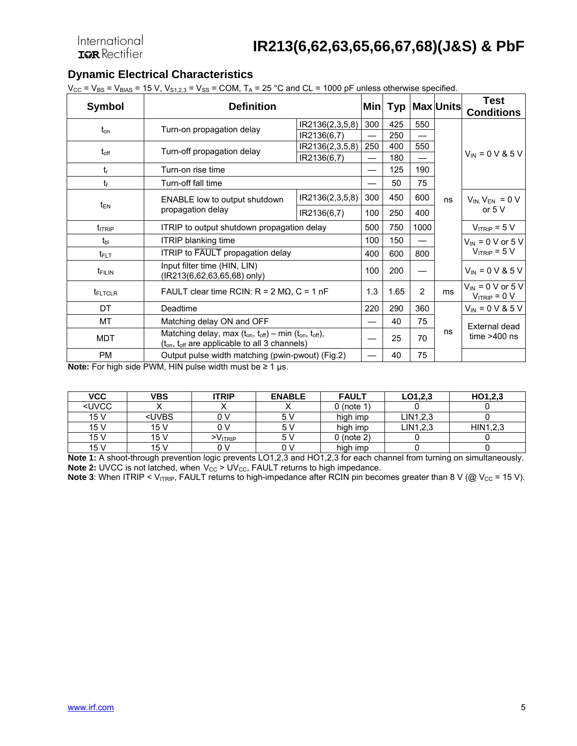## Dynamic Electrical Characteristics

$V_{CC}$ = $V_{BS}$ = $V_{BIAS}$ = 15 V, $V_{S1,2,3}$ = $V_{SS}$ = COM, $T_A$ = 25 °C and CL = 1000 pF unless otherwise specified.

| Symbol | Definition | | Min | Typ | Max | Units | Test Conditions |
|---|---|---|---|---|---|---|---|
| $t_{on}$ | Turn-on propagation delay | IR2136(2,3,5,8) | 300 | 425 | 550 | ns | $V_{IN}$ = 0 V & 5 V |
| | | IR2136(6,7) | — | 250 | — | | |
| $t_{off}$ | Turn-off propagation delay | IR2136(2,3,5,8) | 250 | 400 | 550 | | |
| | | IR2136(6,7) | — | 180 | — | | |
| $t_r$ | Turn-on rise time | | — | 125 | 190 | | |
| $t_f$ | Turn-off fall time | | — | 50 | 75 | | |
| $t_{EN}$ | ENABLE low to output shutdown propagation delay | IR2136(2,3,5,8) | 300 | 450 | 600 | | $V_{IN}$, $V_{EN}$ = 0 V or 5 V |
| | | IR2136(6,7) | 100 | 250 | 400 | | |
| $t_{ITRIP}$ | ITRIP to output shutdown propagation delay | | 500 | 750 | 1000 | | $V_{ITRIP}$ = 5 V |
| $t_{bl}$ | ITRIP blanking time | | 100 | 150 | — | | $V_{IN}$ = 0 V or 5 V $V_{ITRIP}$ = 5 V |
| $t_{FLT}$ | ITRIP to $\overline{\text{FAULT}}$ propagation delay | | 400 | 600 | 800 | | |
| $t_{FILIN}$ | Input filter time (HIN, LIN) (IR213(6,62,63,65,68) only) | | 100 | 200 | — | | $V_{IN}$ = 0 V & 5 V |
| $t_{FLTCLR}$ | FAULT clear time RCIN: R = 2 MΩ, C = 1 nF | | 1.3 | 1.65 | 2 | ms | $V_{IN}$ = 0 V or 5 V $V_{ITRIP}$ = 0 V |
| DT | Deadtime | | 220 | 290 | 360 | ns | $V_{IN}$ = 0 V & 5 V |
| MT | Matching delay ON and OFF | | — | 40 | 75 | | External dead time >400 ns |
| MDT | Matching delay, max ($t_{on}$, $t_{off}$) – min ($t_{on}$, $t_{off}$), ($t_{on}$, $t_{off}$ are applicable to all 3 channels) | | — | 25 | 70 | | |
| PM | Output pulse width matching (pwin-pwout) (Fig.2) | | — | 40 | 75 | | |

**Note:** For high side PWM, HIN pulse width must be ≥ 1 µs.

| VCC | VBS | ITRIP | ENABLE | FAULT | LO1,2,3 | HO1,2,3 |
|---|---|---|---|---|---|---|
| <UVCC | X | X | X | 0 (note 1) | 0 | 0 |
| 15 V | <UVBS | 0 V | 5 V | high imp | LIN1,2,3 | 0 |
| 15 V | 15 V | 0 V | 5 V | high imp | LIN1,2,3 | HIN1,2,3 |
| 15 V | 15 V | >$V_{ITRIP}$ | 5 V | 0 (note 2) | 0 | 0 |
| 15 V | 15 V | 0 V | 0 V | high imp | 0 | 0 |

**Note 1:** A shoot-through prevention logic prevents LO1,2,3 and HO1,2,3 for each channel from turning on simultaneously.
**Note 2:** UVCC is not latched, when $V_{CC}$ > $UV_{CC}$, FAULT returns to high impedance.
**Note 3**: When ITRIP < $V_{ITRIP}$, FAULT returns to high-impedance after RCIN pin becomes greater than 8 V (@ $V_{CC}$ = 15 V).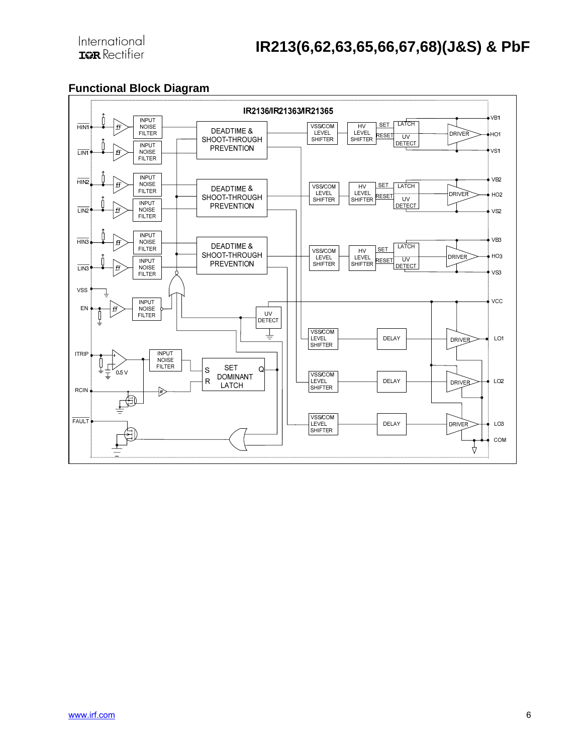## Functional Block Diagram

IR2136/IR21363/IR21365

HIN1, LIN1, HIN2, LIN2, HIN3, LIN3, VSS, EN, ITRIP, RCIN, FAULT

INPUT NOISE FILTER

DEADTIME & SHOOT-THROUGH PREVENTION

VSS/COM LEVEL SHIFTER

HV LEVEL SHIFTER

SET, RESET

LATCH

UV DETECT

DRIVER

VB1, HO1, VS1, VB2, HO2, VS2, VB3, HO3, VS3, VCC

DELAY

LO1, LO2, LO3, COM

0.5 V

SET DOMINANT LATCH (S, R, Q)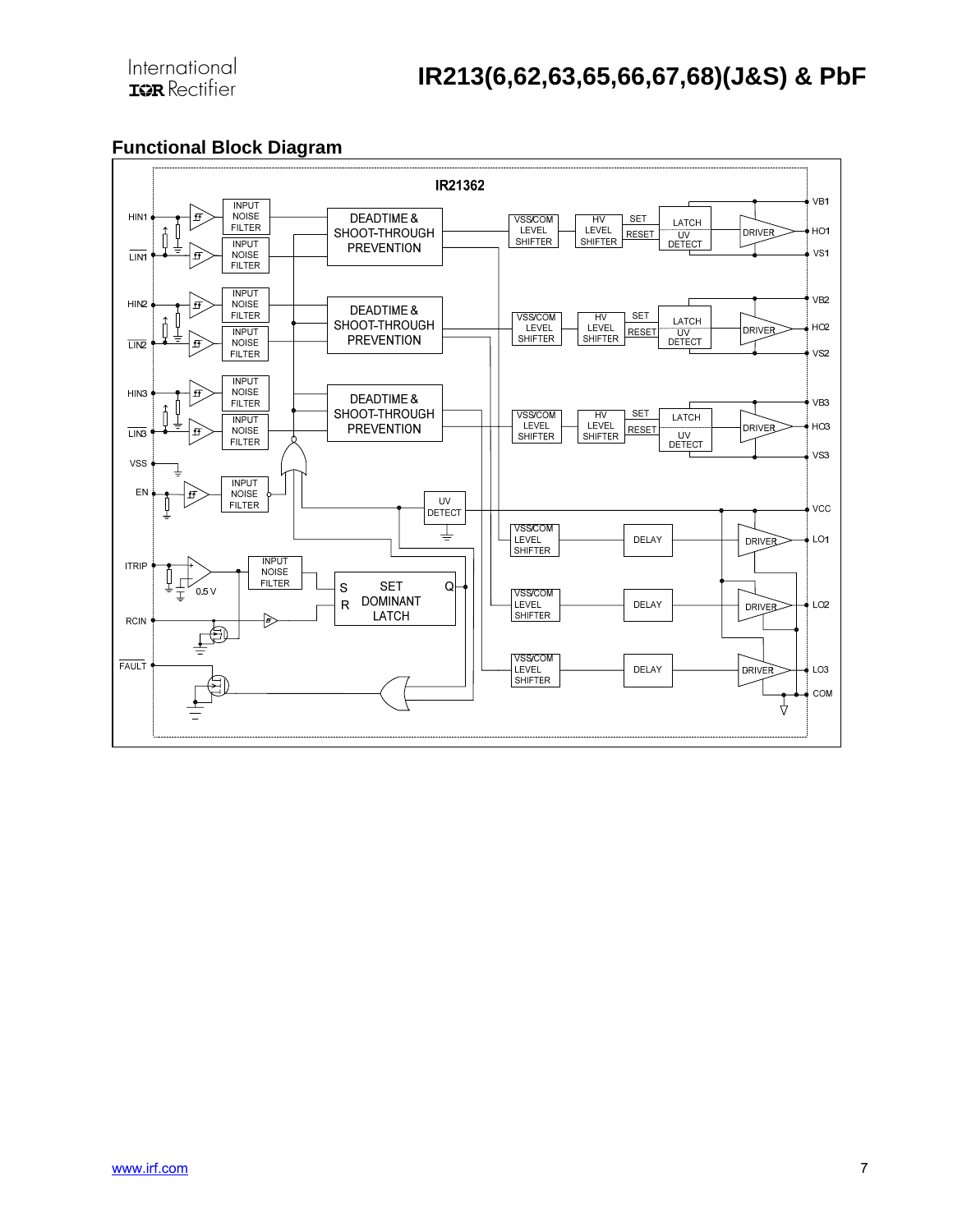## Functional Block Diagram

IR21362

HIN1 LIN1 INPUT NOISE FILTER INPUT NOISE FILTER DEADTIME & SHOOT-THROUGH PREVENTION VSS/COM LEVEL SHIFTER HV LEVEL SHIFTER SET RESET LATCH UV DETECT DRIVER VB1 HO1 VS1

HIN2 LIN2 INPUT NOISE FILTER INPUT NOISE FILTER DEADTIME & SHOOT-THROUGH PREVENTION VSS/COM LEVEL SHIFTER HV LEVEL SHIFTER SET RESET LATCH UV DETECT DRIVER VB2 HO2 VS2

HIN3 LIN3 INPUT NOISE FILTER INPUT NOISE FILTER DEADTIME & SHOOT-THROUGH PREVENTION VSS/COM LEVEL SHIFTER HV LEVEL SHIFTER SET RESET LATCH UV DETECT DRIVER VB3 HO3 VS3

VSS EN INPUT NOISE FILTER UV DETECT VCC

VSS/COM LEVEL SHIFTER DELAY DRIVER LO1

ITRIP 0.5 V INPUT NOISE FILTER S R SET DOMINANT LATCH Q

VSS/COM LEVEL SHIFTER DELAY DRIVER LO2

RCIN

FAULT VSS/COM LEVEL SHIFTER DELAY DRIVER LO3 COM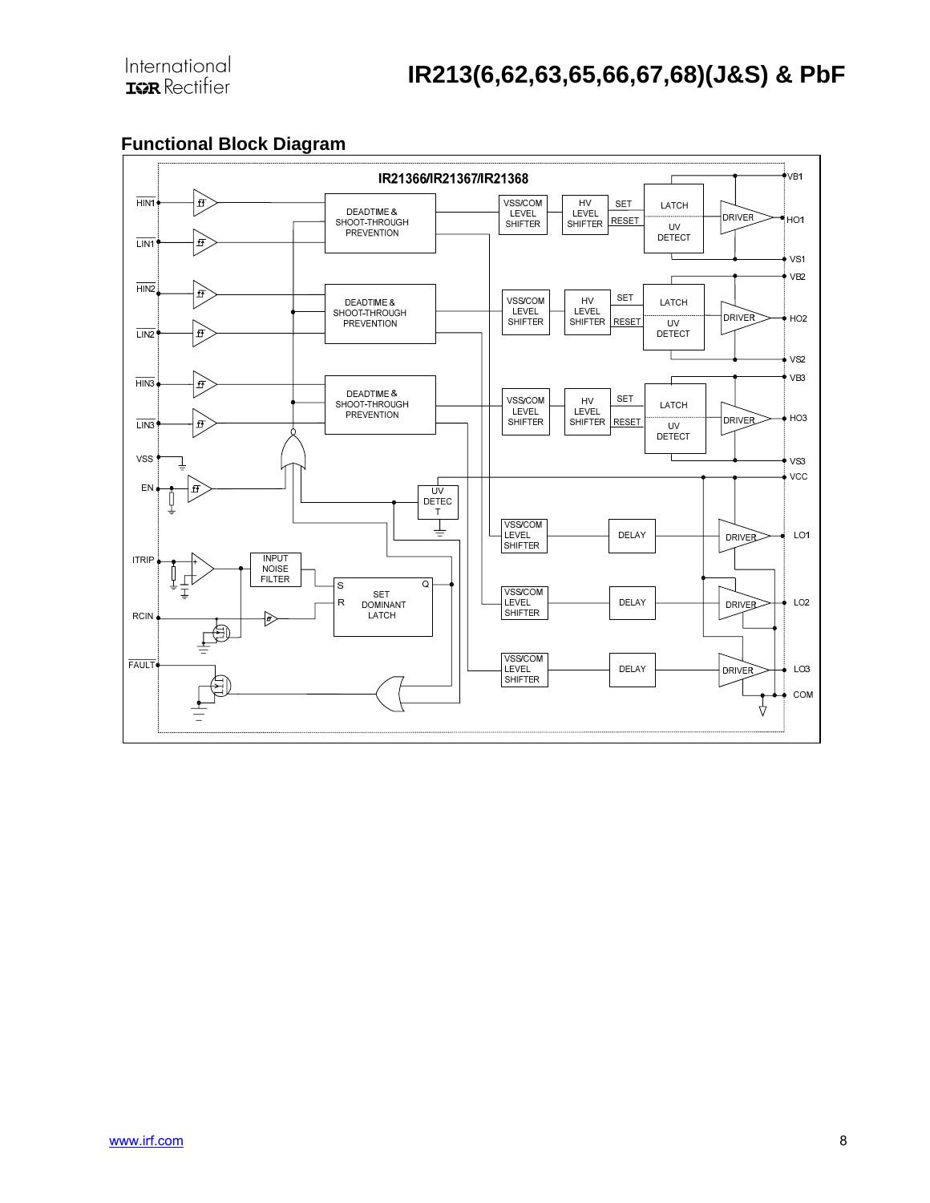## Functional Block Diagram

IR21366/IR21367/IR21368

HIN1, LIN1, HIN2, LIN2, HIN3, LIN3, VSS, EN, ITRIP, RCIN, FAULT

DEADTIME & SHOOT-THROUGH PREVENTION

VSS/COM LEVEL SHIFTER

HV LEVEL SHIFTER

SET

RESET

LATCH

UV DETECT

DRIVER

VB1, HO1, VS1, VB2, HO2, VS2, VB3, HO3, VS3, VCC

UV DETECT

INPUT NOISE FILTER

S, R, Q

SET DOMINANT LATCH

DELAY

LO1, LO2, LO3, COM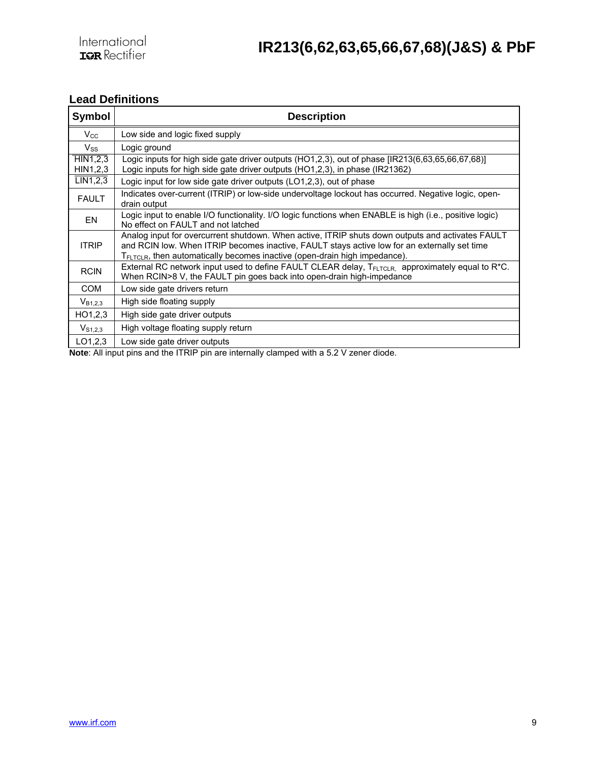## Lead Definitions

| Symbol | Description |
|---|---|
| $V_{CC}$ | Low side and logic fixed supply |
| $V_{SS}$ | Logic ground |
| $\overline{HIN1,2,3}$<br>HIN1,2,3 | Logic inputs for high side gate driver outputs (HO1,2,3), out of phase [IR213(6,63,65,66,67,68)]<br>Logic inputs for high side gate driver outputs (HO1,2,3), in phase (IR21362) |
| $\overline{LIN1,2,3}$ | Logic input for low side gate driver outputs (LO1,2,3), out of phase |
| $\overline{FAULT}$ | Indicates over-current (ITRIP) or low-side undervoltage lockout has occurred. Negative logic, open-drain output |
| EN | Logic input to enable I/O functionality. I/O logic functions when ENABLE is high (i.e., positive logic) No effect on $\overline{FAULT}$ and not latched |
| ITRIP | Analog input for overcurrent shutdown. When active, ITRIP shuts down outputs and activates $\overline{FAULT}$ and RCIN low. When ITRIP becomes inactive, $\overline{FAULT}$ stays active low for an externally set time $T_{FLTCLR}$, then automatically becomes inactive (open-drain high impedance). |
| RCIN | External RC network input used to define FAULT CLEAR delay, $T_{FLTCLR}$, approximately equal to R*C. When RCIN>8 V, the $\overline{FAULT}$ pin goes back into open-drain high-impedance |
| COM | Low side gate drivers return |
| $V_{B1,2,3}$ | High side floating supply |
| HO1,2,3 | High side gate driver outputs |
| $V_{S1,2,3}$ | High voltage floating supply return |
| LO1,2,3 | Low side gate driver outputs |

**Note**: All input pins and the ITRIP pin are internally clamped with a 5.2 V zener diode.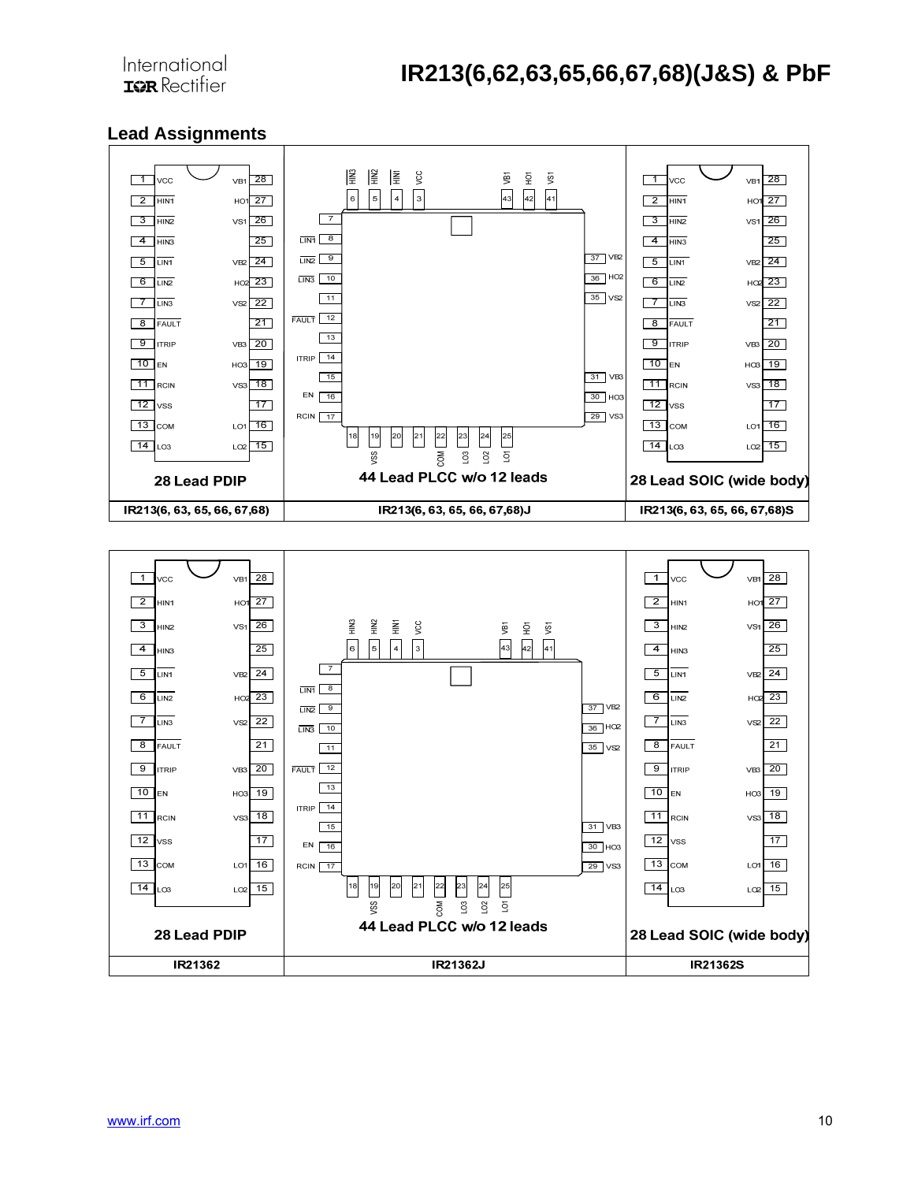## Lead Assignments

| 28 Lead PDIP | 44 Lead PLCC w/o 12 leads | 28 Lead SOIC (wide body) |
|---|---|---|
| IR213(6, 63, 65, 66, 67,68) | IR213(6, 63, 65, 66, 67,68)J | IR213(6, 63, 65, 66, 67,68)S |

**28 Lead PDIP / 28 Lead SOIC (wide body):**

| Pin | Name | Pin | Name |
|---|---|---|---|
| 1 | VCC | 28 | VB1 |
| 2 | $\overline{HIN1}$ | 27 | HO1 |
| 3 | $\overline{HIN2}$ | 26 | VS1 |
| 4 | $\overline{HIN3}$ | 25 | |
| 5 | $\overline{LIN1}$ | 24 | VB2 |
| 6 | $\overline{LIN2}$ | 23 | HO2 |
| 7 | $\overline{LIN3}$ | 22 | VS2 |
| 8 | $\overline{FAULT}$ | 21 | |
| 9 | ITRIP | 20 | VB3 |
| 10 | EN | 19 | HO3 |
| 11 | RCIN | 18 | VS3 |
| 12 | VSS | 17 | |
| 13 | COM | 16 | LO1 |
| 14 | LO3 | 15 | LO2 |

**44 Lead PLCC w/o 12 leads:**

| Pin | Name | Pin | Name |
|---|---|---|---|
| 6 | $\overline{HIN3}$ | 43 | VB1 |
| 5 | $\overline{HIN2}$ | 42 | HO1 |
| 4 | $\overline{HIN1}$ | 41 | VS1 |
| 3 | VCC | 37 | VB2 |
| 7 | | 36 | HO2 |
| 8 | $\overline{LIN1}$ | 35 | VS2 |
| 9 | $\overline{LIN2}$ | 31 | VB3 |
| 10 | $\overline{LIN3}$ | 30 | HO3 |
| 11 | | 29 | VS3 |
| 12 | $\overline{FAULT}$ | 18 | |
| 13 | | 19 | VSS |
| 14 | ITRIP | 20 | |
| 15 | | 21 | |
| 16 | EN | 22 | COM |
| 17 | RCIN | 23 | LO3 |
| | | 24 | LO2 |
| | | 25 | LO1 |

| 28 Lead PDIP | 44 Lead PLCC w/o 12 leads | 28 Lead SOIC (wide body) |
|---|---|---|
| IR21362 | IR21362J | IR21362S |

**IR21362 28 Lead PDIP / 28 Lead SOIC (wide body):**

| Pin | Name | Pin | Name |
|---|---|---|---|
| 1 | VCC | 28 | VB1 |
| 2 | HIN1 | 27 | HO1 |
| 3 | HIN2 | 26 | VS1 |
| 4 | HIN3 | 25 | |
| 5 | $\overline{LIN1}$ | 24 | VB2 |
| 6 | $\overline{LIN2}$ | 23 | HO2 |
| 7 | $\overline{LIN3}$ | 22 | VS2 |
| 8 | $\overline{FAULT}$ | 21 | |
| 9 | ITRIP | 20 | VB3 |
| 10 | EN | 19 | HO3 |
| 11 | RCIN | 18 | VS3 |
| 12 | VSS | 17 | |
| 13 | COM | 16 | LO1 |
| 14 | LO3 | 15 | LO2 |

**IR21362J 44 Lead PLCC w/o 12 leads:**

| Pin | Name | Pin | Name |
|---|---|---|---|
| 6 | HIN3 | 43 | VB1 |
| 5 | HIN2 | 42 | HO1 |
| 4 | HIN1 | 41 | VS1 |
| 3 | VCC | 37 | VB2 |
| 7 | | 36 | HO2 |
| 8 | $\overline{LIN1}$ | 35 | VS2 |
| 9 | $\overline{LIN2}$ | 31 | VB3 |
| 10 | $\overline{LIN3}$ | 30 | HO3 |
| 11 | | 29 | VS3 |
| 12 | $\overline{FAULT}$ | 18 | |
| 13 | | 19 | VSS |
| 14 | ITRIP | 20 | |
| 15 | | 21 | |
| 16 | EN | 22 | COM |
| 17 | RCIN | 23 | LO3 |
| | | 24 | LO2 |
| | | 25 | LO1 |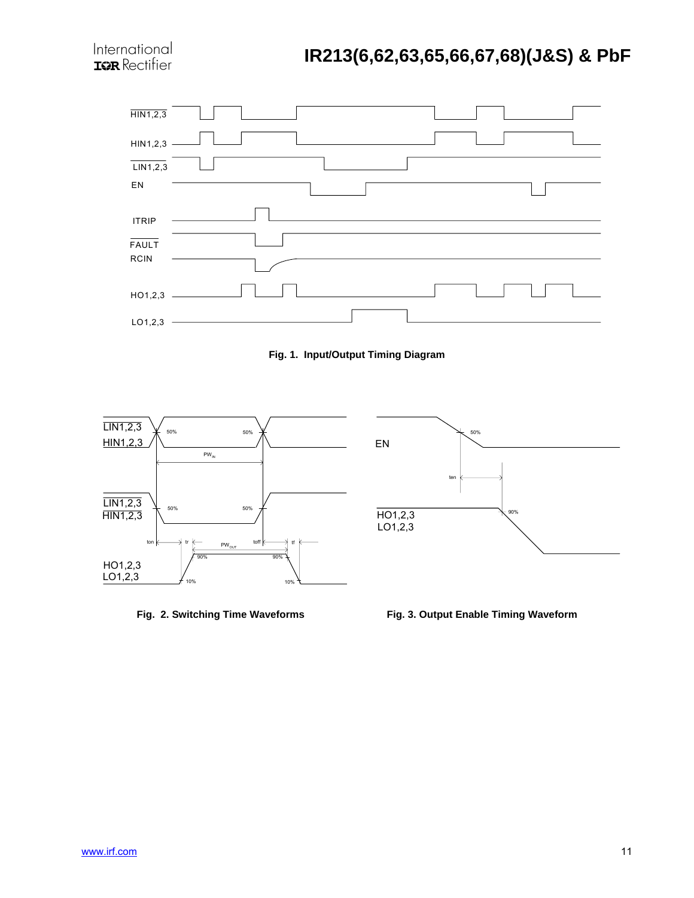Fig. 1. Input/Output Timing Diagram

Fig. 2. Switching Time Waveforms

Fig. 3. Output Enable Timing Waveform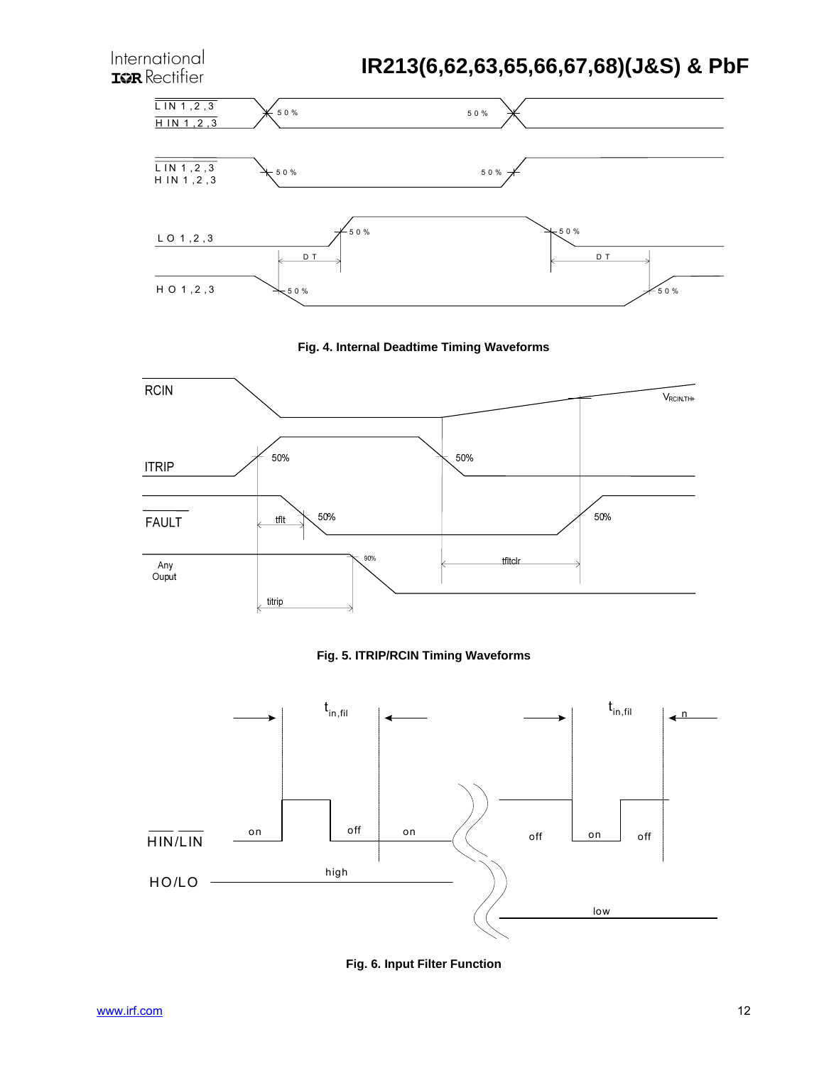Fig. 4. Internal Deadtime Timing Waveforms

Fig. 5. ITRIP/RCIN Timing Waveforms

Fig. 6. Input Filter Function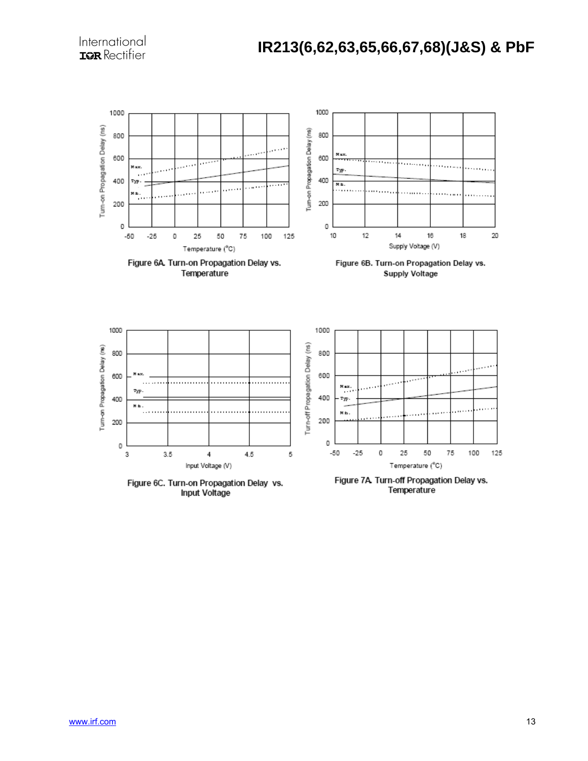Figure 6A. Turn-on Propagation Delay vs. Temperature

Figure 6B. Turn-on Propagation Delay vs. Supply Voltage

Figure 6C. Turn-on Propagation Delay vs. Input Voltage

Figure 7A. Turn-off Propagation Delay vs. Temperature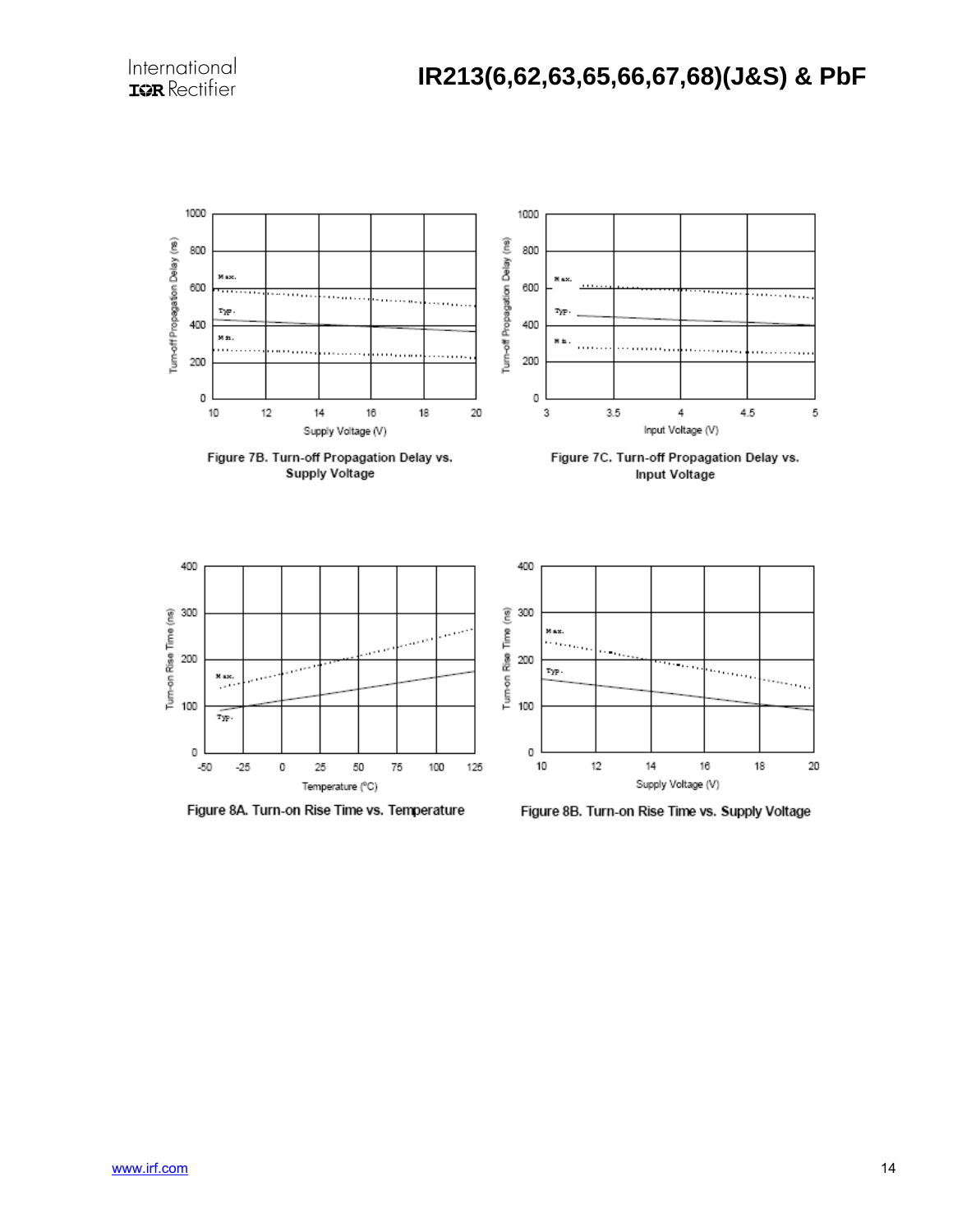Figure 7B. Turn-off Propagation Delay vs. Supply Voltage

Figure 7C. Turn-off Propagation Delay vs. Input Voltage

Figure 8A. Turn-on Rise Time vs. Temperature

Figure 8B. Turn-on Rise Time vs. Supply Voltage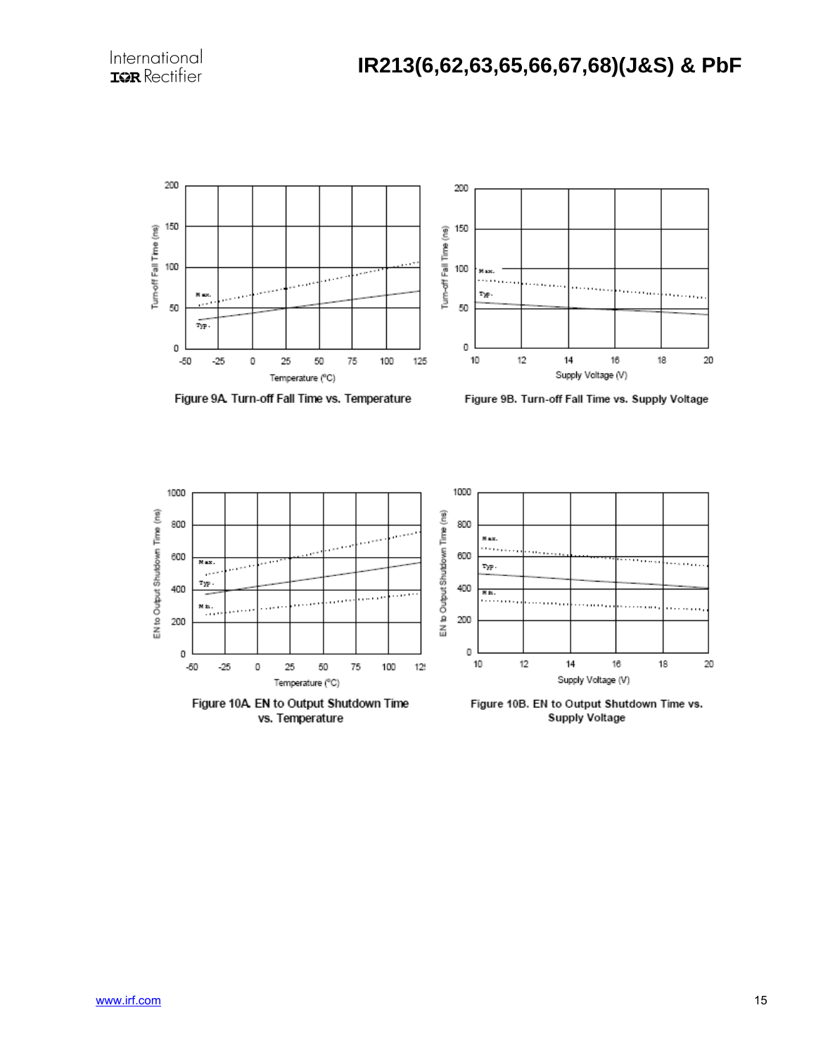Figure 9A. Turn-off Fall Time vs. Temperature

Figure 9B. Turn-off Fall Time vs. Supply Voltage

Figure 10A. EN to Output Shutdown Time vs. Temperature

Figure 10B. EN to Output Shutdown Time vs. Supply Voltage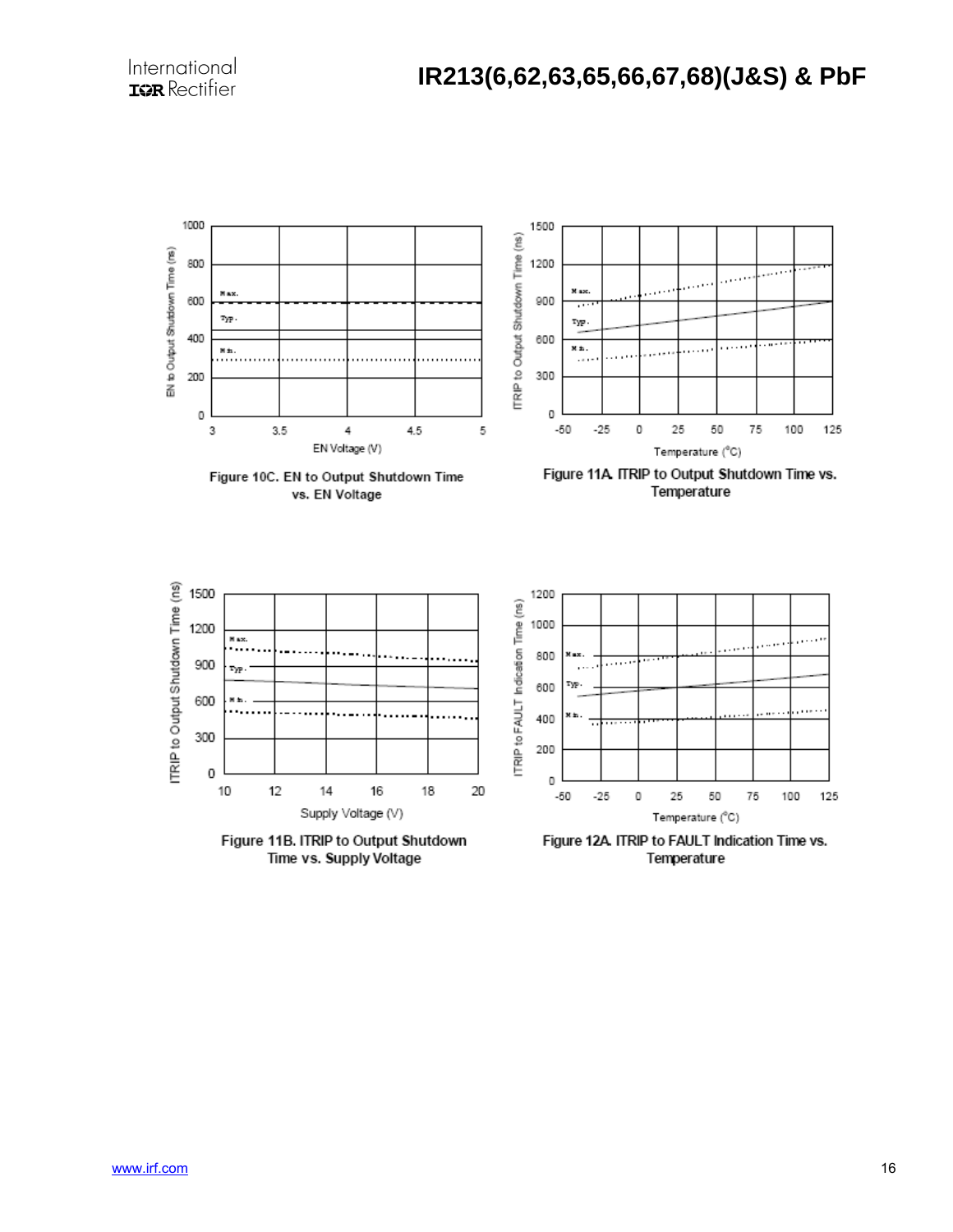Figure 10C. EN to Output Shutdown Time vs. EN Voltage

Figure 11A. ITRIP to Output Shutdown Time vs. Temperature

Figure 11B. ITRIP to Output Shutdown Time vs. Supply Voltage

Figure 12A. ITRIP to FAULT Indication Time vs. Temperature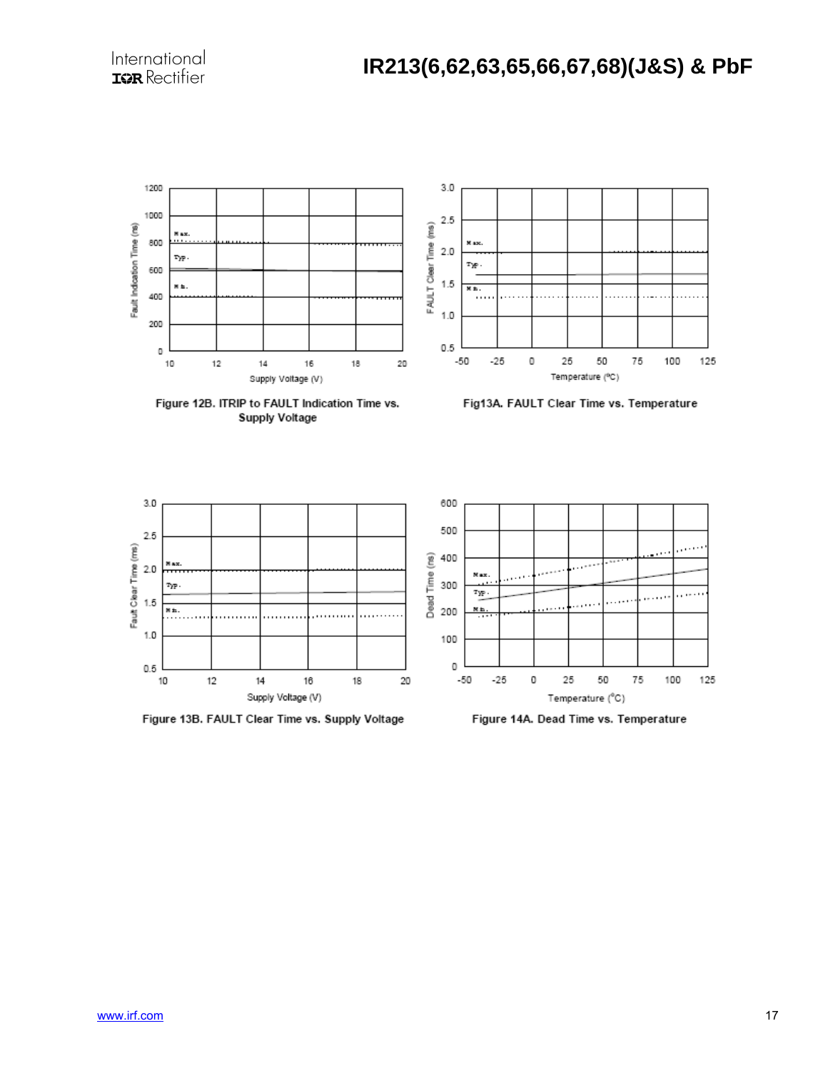Figure 12B. ITRIP to FAULT Indication Time vs. Supply Voltage

Fig13A. FAULT Clear Time vs. Temperature

Figure 13B. FAULT Clear Time vs. Supply Voltage

Figure 14A. Dead Time vs. Temperature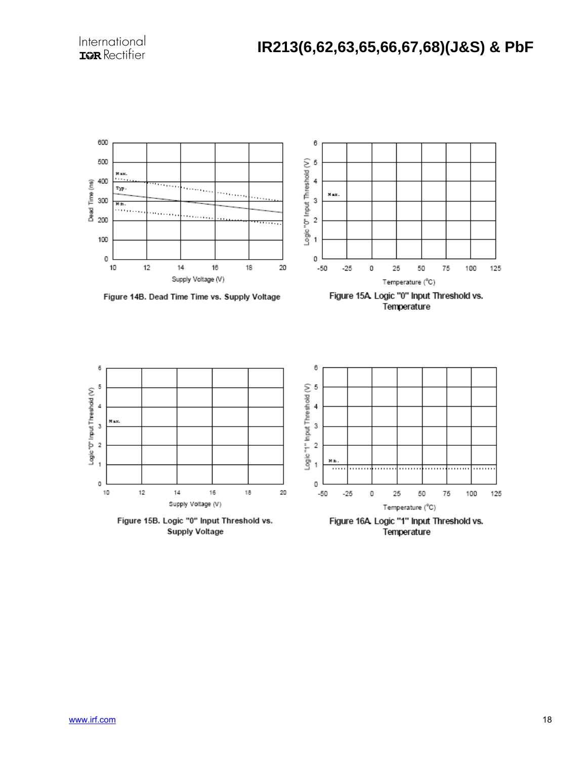Figure 14B. Dead Time Time vs. Supply Voltage

Figure 15A. Logic "0" Input Threshold vs. Temperature

Figure 15B. Logic "0" Input Threshold vs. Supply Voltage

Figure 16A. Logic "1" Input Threshold vs. Temperature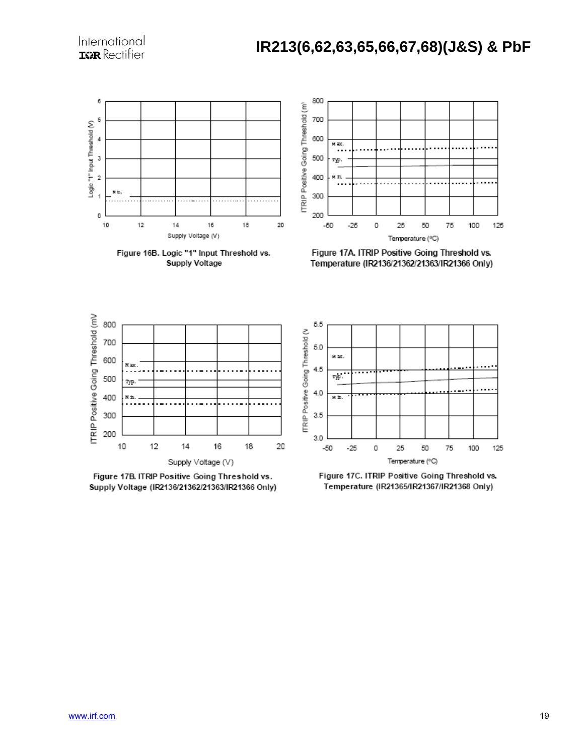Figure 16B. Logic "1" Input Threshold vs. Supply Voltage

Figure 17A. ITRIP Positive Going Threshold vs. Temperature (IR2136/21362/21363/IR21366 Only)

Figure 17B. ITRIP Positive Going Threshold vs. Supply Voltage (IR2136/21362/21363/IR21366 Only)

Figure 17C. ITRIP Positive Going Threshold vs. Temperature (IR21365/IR21367/IR21368 Only)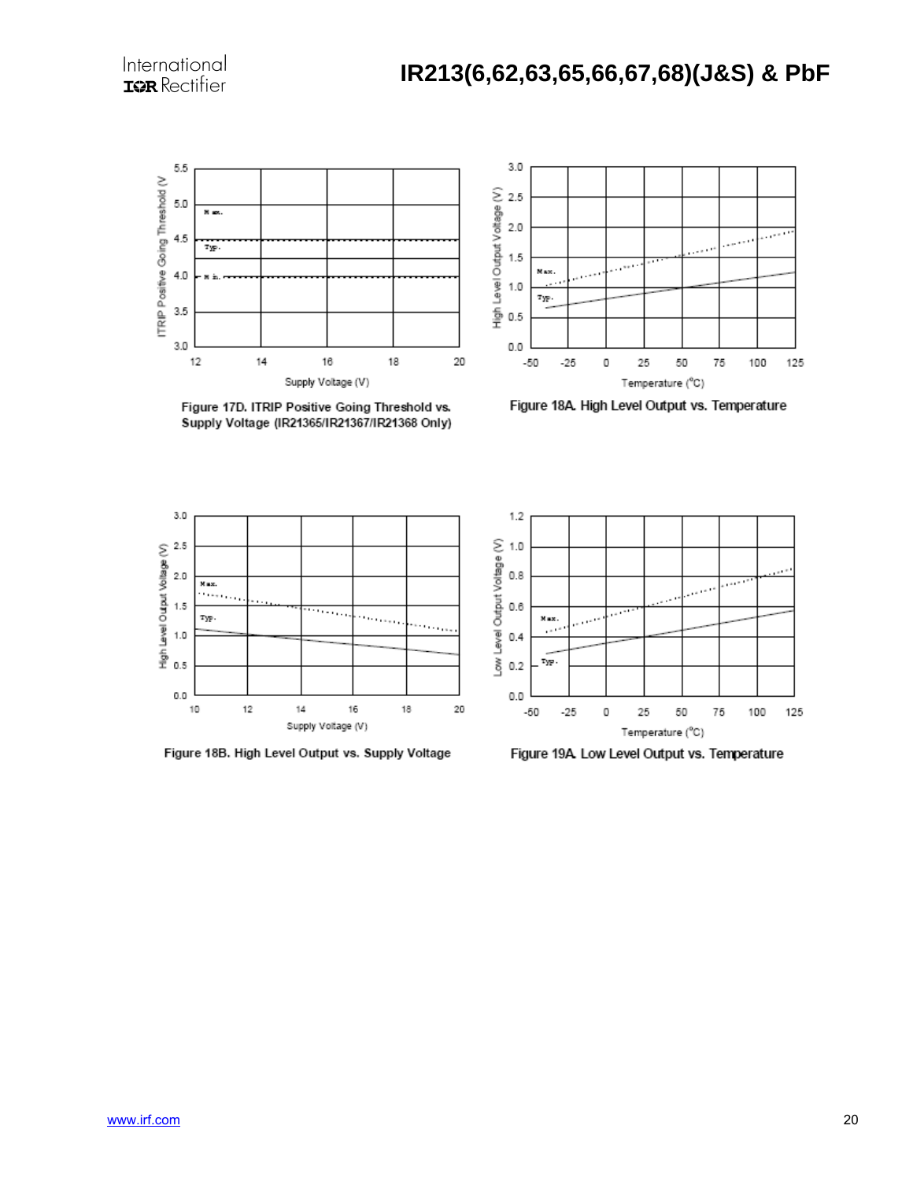Figure 17D. ITRIP Positive Going Threshold vs. Supply Voltage (IR21365/IR21367/IR21368 Only)

Figure 18A. High Level Output vs. Temperature

Figure 18B. High Level Output vs. Supply Voltage

Figure 19A. Low Level Output vs. Temperature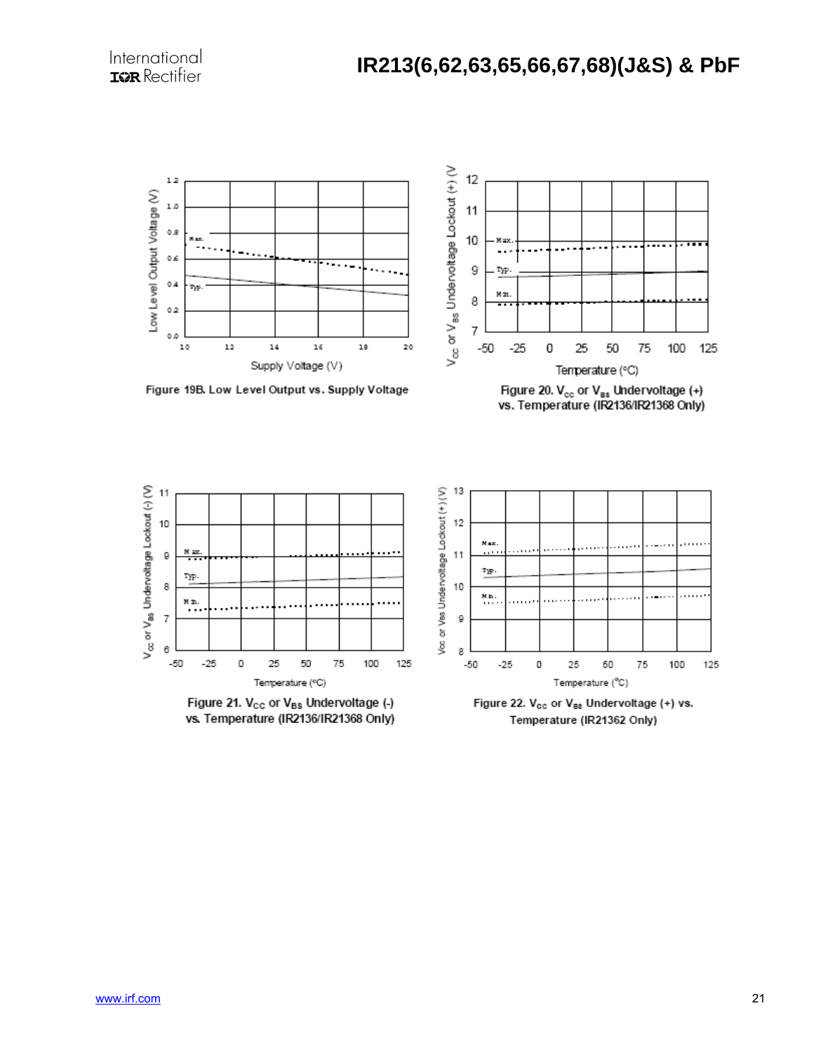Figure 19B. Low Level Output vs. Supply Voltage

Figure 20. $V_{CC}$ or $V_{BS}$ Undervoltage (+) vs. Temperature (IR2136/IR21368 Only)

Figure 21. $V_{CC}$ or $V_{BS}$ Undervoltage (-) vs. Temperature (IR2136/IR21368 Only)

Figure 22. $V_{CC}$ or $V_{BS}$ Undervoltage (+) vs. Temperature (IR21362 Only)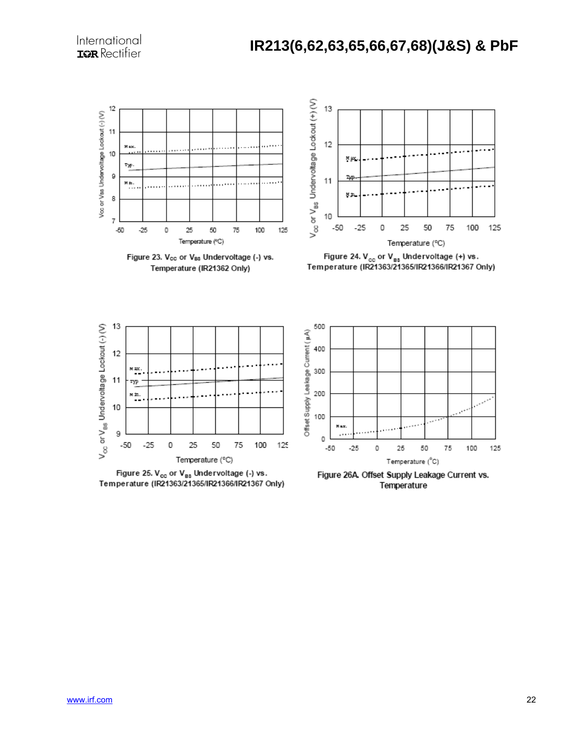Figure 23. $V_{CC}$ or $V_{BS}$ Undervoltage (-) vs. Temperature (IR21362 Only)

Figure 24. $V_{CC}$ or $V_{BS}$ Undervoltage (+) vs. Temperature (IR21363/21365/IR21366/IR21367 Only)

Figure 25. $V_{CC}$ or $V_{BS}$ Undervoltage (-) vs. Temperature (IR21363/21365/IR21366/IR21367 Only)

Figure 26A. Offset Supply Leakage Current vs. Temperature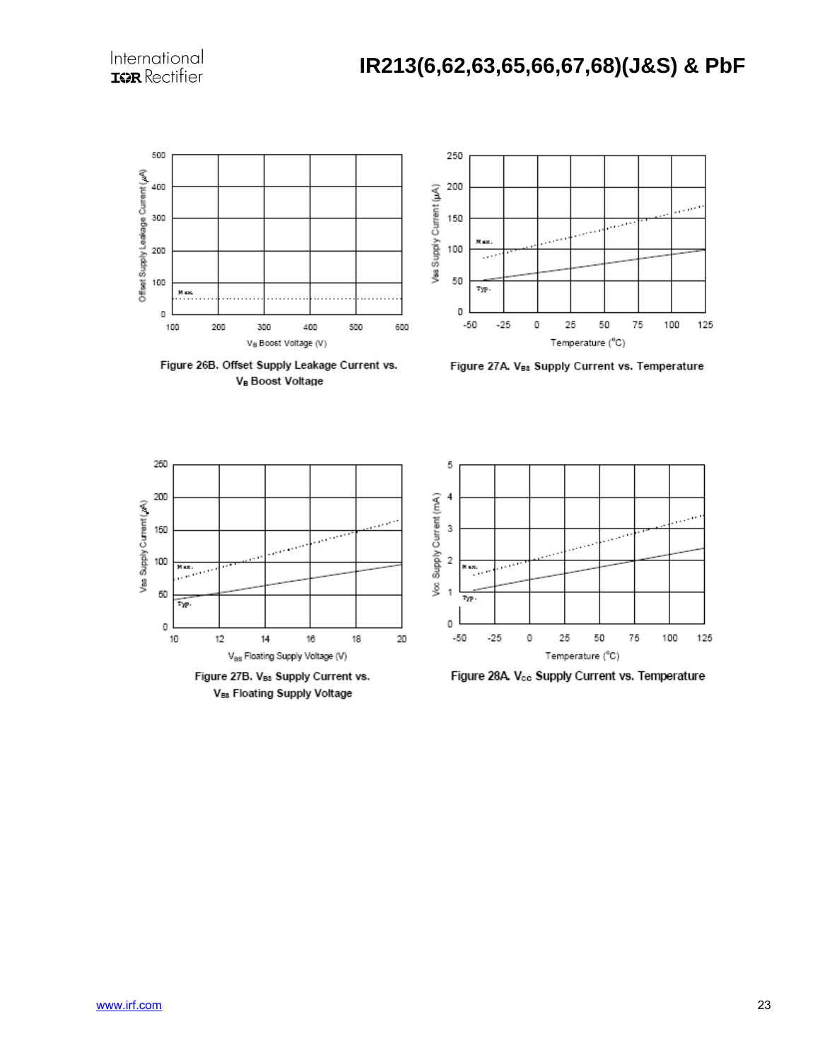Figure 26B. Offset Supply Leakage Current vs. $V_B$ Boost Voltage

Figure 27A. $V_{BS}$ Supply Current vs. Temperature

Figure 27B. $V_{BS}$ Supply Current vs. $V_{BS}$ Floating Supply Voltage

Figure 28A. $V_{CC}$ Supply Current vs. Temperature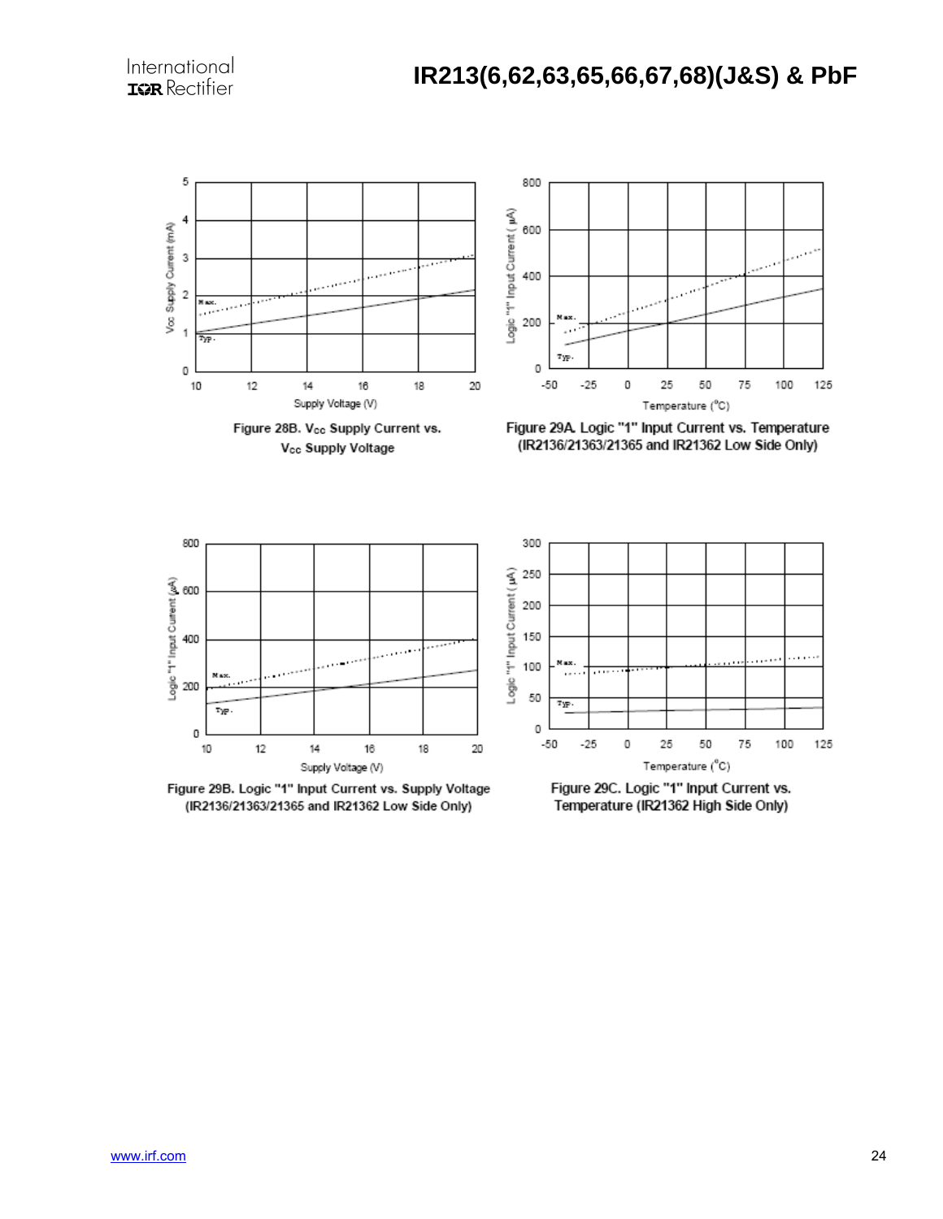Figure 28B. $V_{CC}$ Supply Current vs. $V_{CC}$ Supply Voltage

Figure 29A. Logic "1" Input Current vs. Temperature (IR2136/21363/21365 and IR21362 Low Side Only)

Figure 29B. Logic "1" Input Current vs. Supply Voltage (IR2136/21363/21365 and IR21362 Low Side Only)

Figure 29C. Logic "1" Input Current vs. Temperature (IR21362 High Side Only)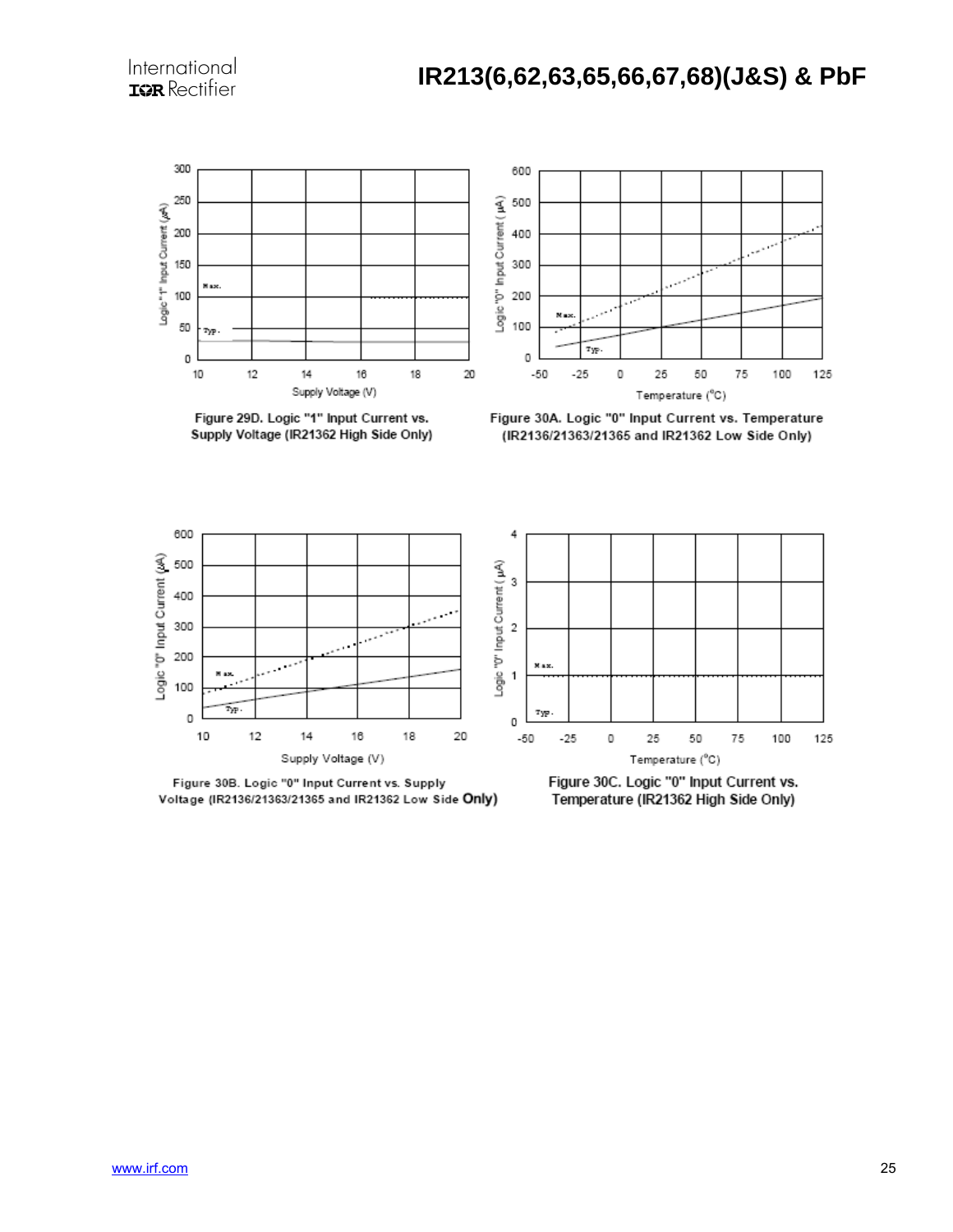Figure 29D. Logic "1" Input Current vs. Supply Voltage (IR21362 High Side Only)

Figure 30A. Logic "0" Input Current vs. Temperature (IR2136/21363/21365 and IR21362 Low Side Only)

Figure 30B. Logic "0" Input Current vs. Supply Voltage (IR2136/21363/21365 and IR21362 Low Side Only)

Figure 30C. Logic "0" Input Current vs. Temperature (IR21362 High Side Only)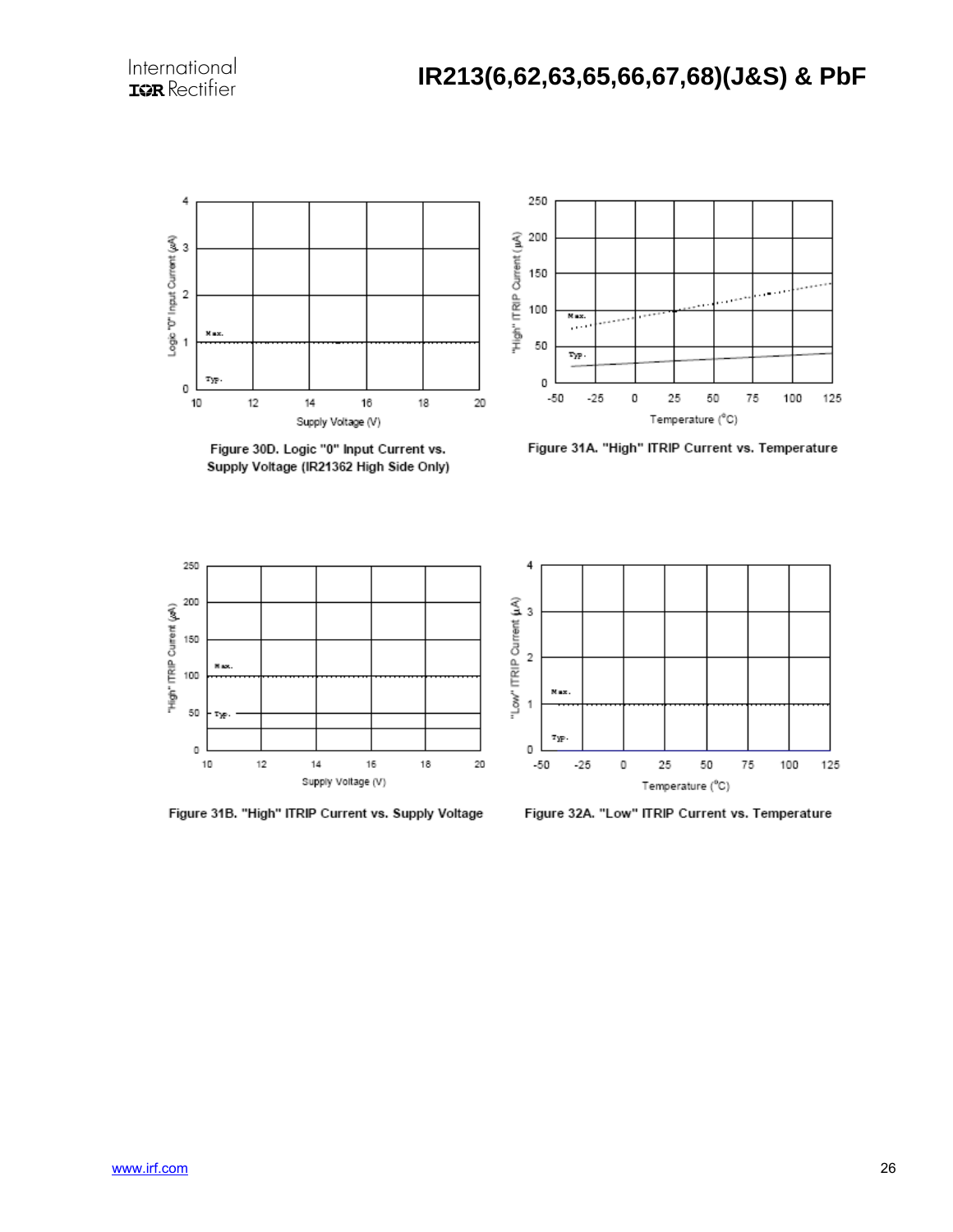Figure 30D. Logic "0" Input Current vs. Supply Voltage (IR21362 High Side Only)

Figure 31A. "High" ITRIP Current vs. Temperature

Figure 31B. "High" ITRIP Current vs. Supply Voltage

Figure 32A. "Low" ITRIP Current vs. Temperature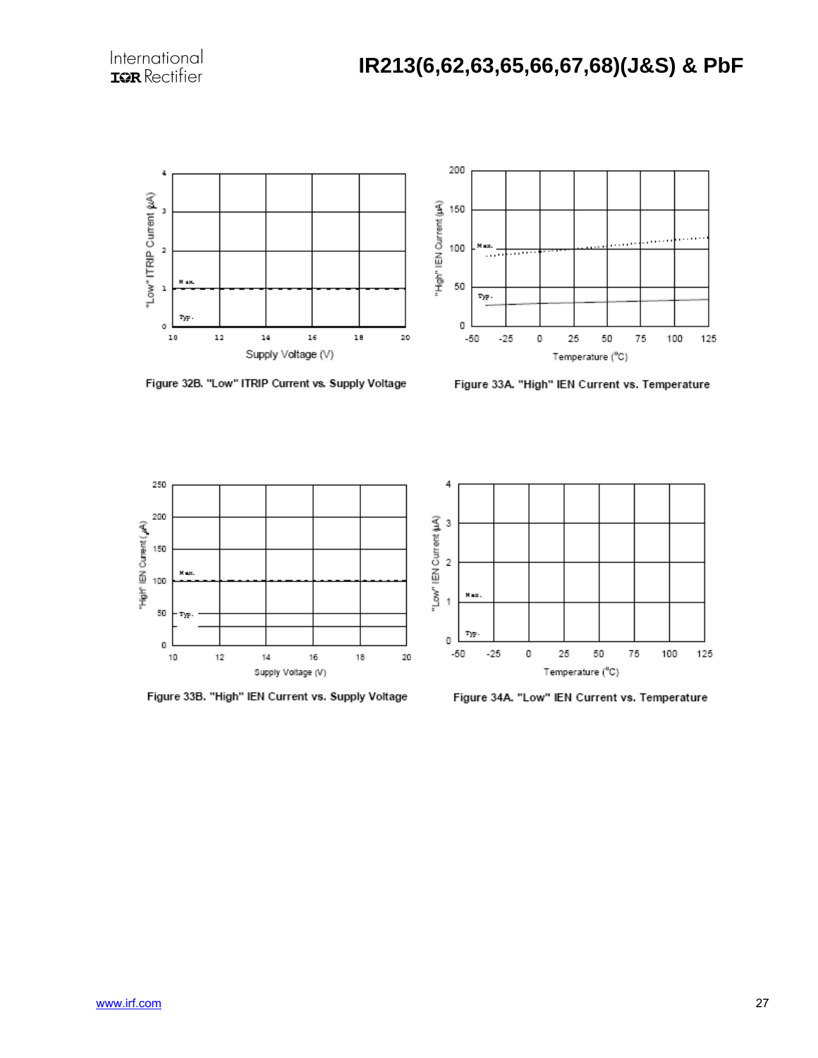Figure 32B. "Low" ITRIP Current vs. Supply Voltage

Figure 33A. "High" IEN Current vs. Temperature

Figure 33B. "High" IEN Current vs. Supply Voltage

Figure 34A. "Low" IEN Current vs. Temperature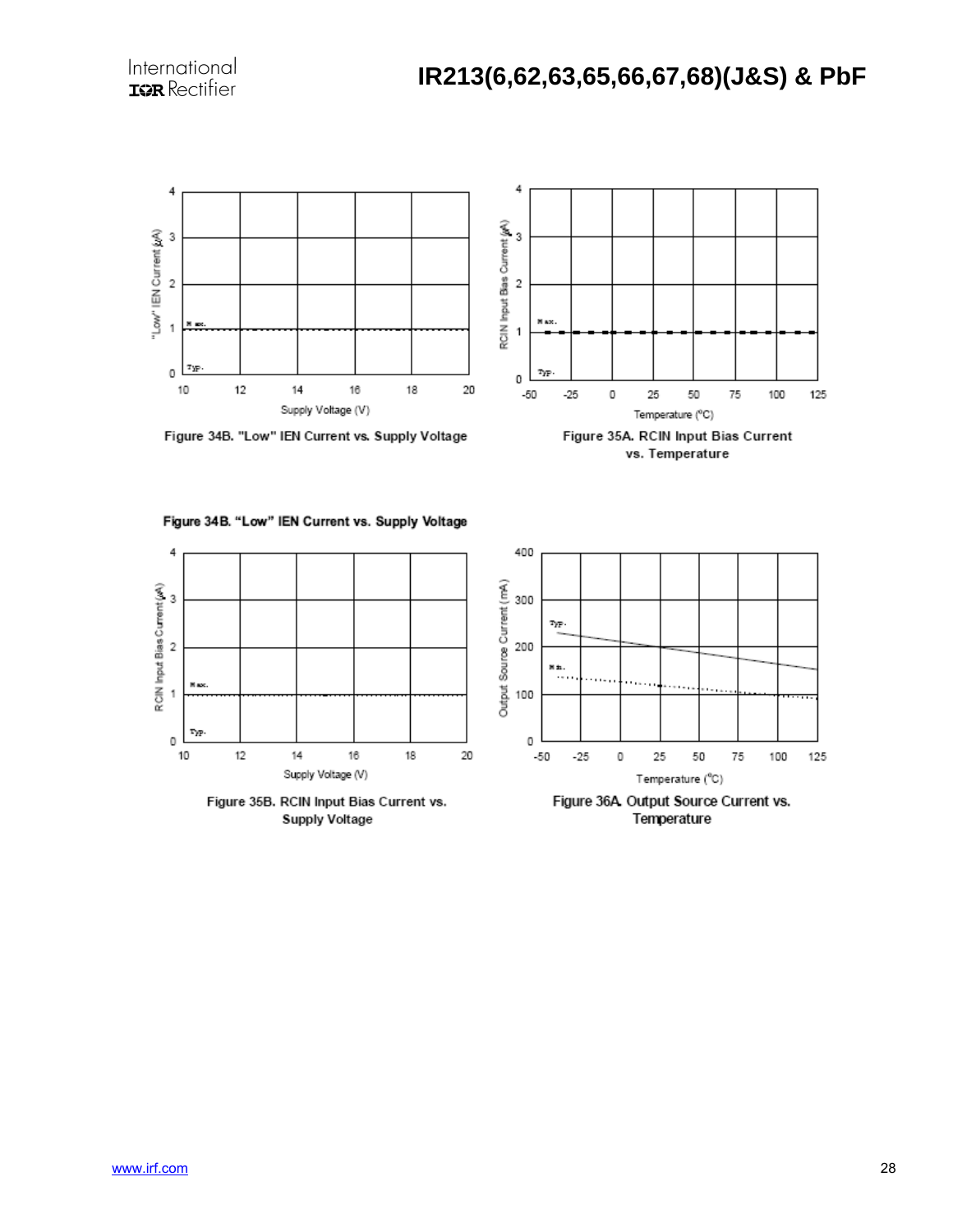Figure 34B. "Low" IEN Current vs. Supply Voltage

Figure 35A. RCIN Input Bias Current vs. Temperature

Figure 34B. "Low" IEN Current vs. Supply Voltage

Figure 35B. RCIN Input Bias Current vs. Supply Voltage

Figure 36A. Output Source Current vs. Temperature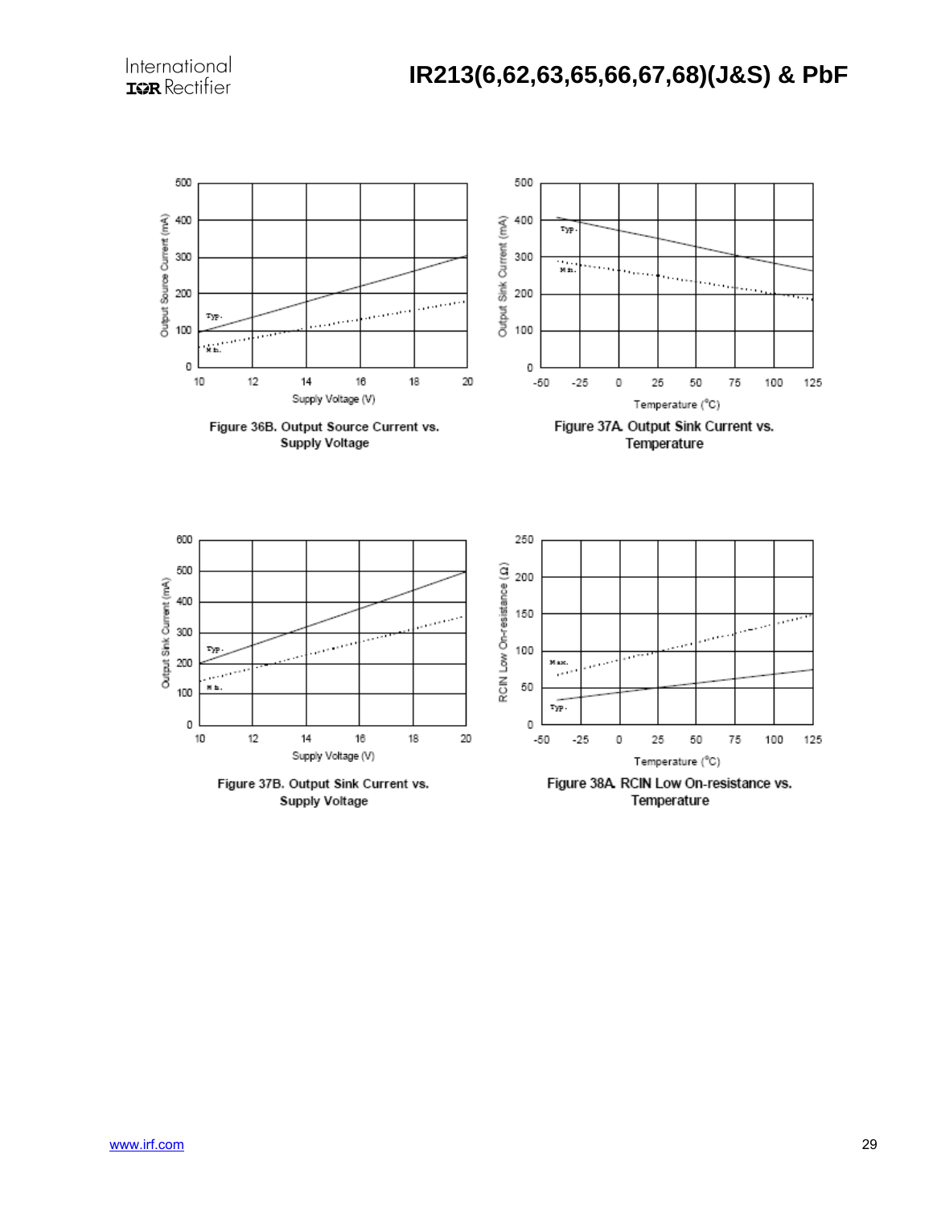Figure 36B. Output Source Current vs. Supply Voltage

Figure 37A. Output Sink Current vs. Temperature

Figure 37B. Output Sink Current vs. Supply Voltage

Figure 38A. RCIN Low On-resistance vs. Temperature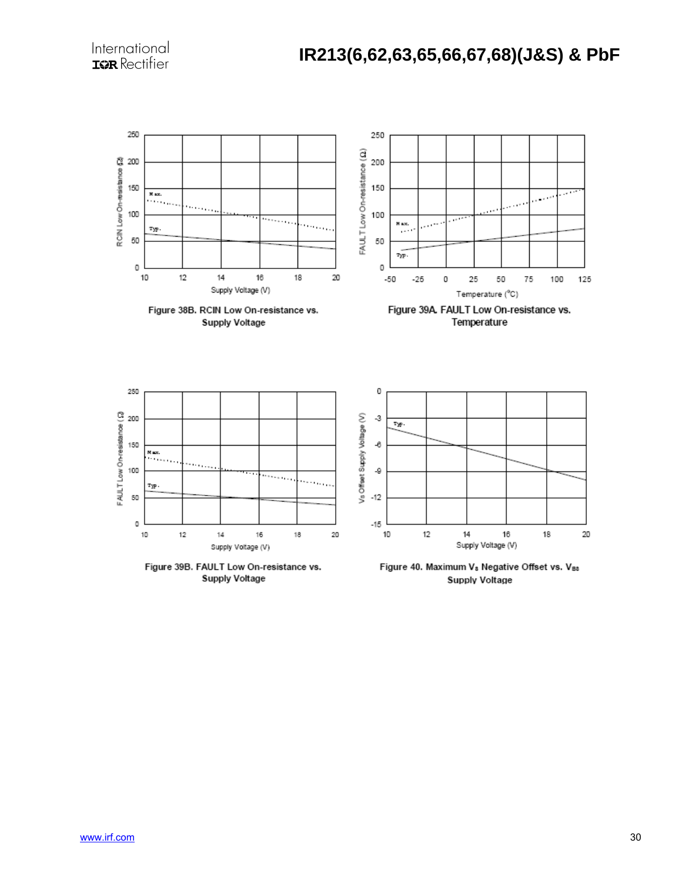Figure 38B. RCIN Low On-resistance vs. Supply Voltage

Figure 39A. FAULT Low On-resistance vs. Temperature

Figure 39B. FAULT Low On-resistance vs. Supply Voltage

Figure 40. Maximum $V_S$ Negative Offset vs. $V_{BS}$ Supply Voltage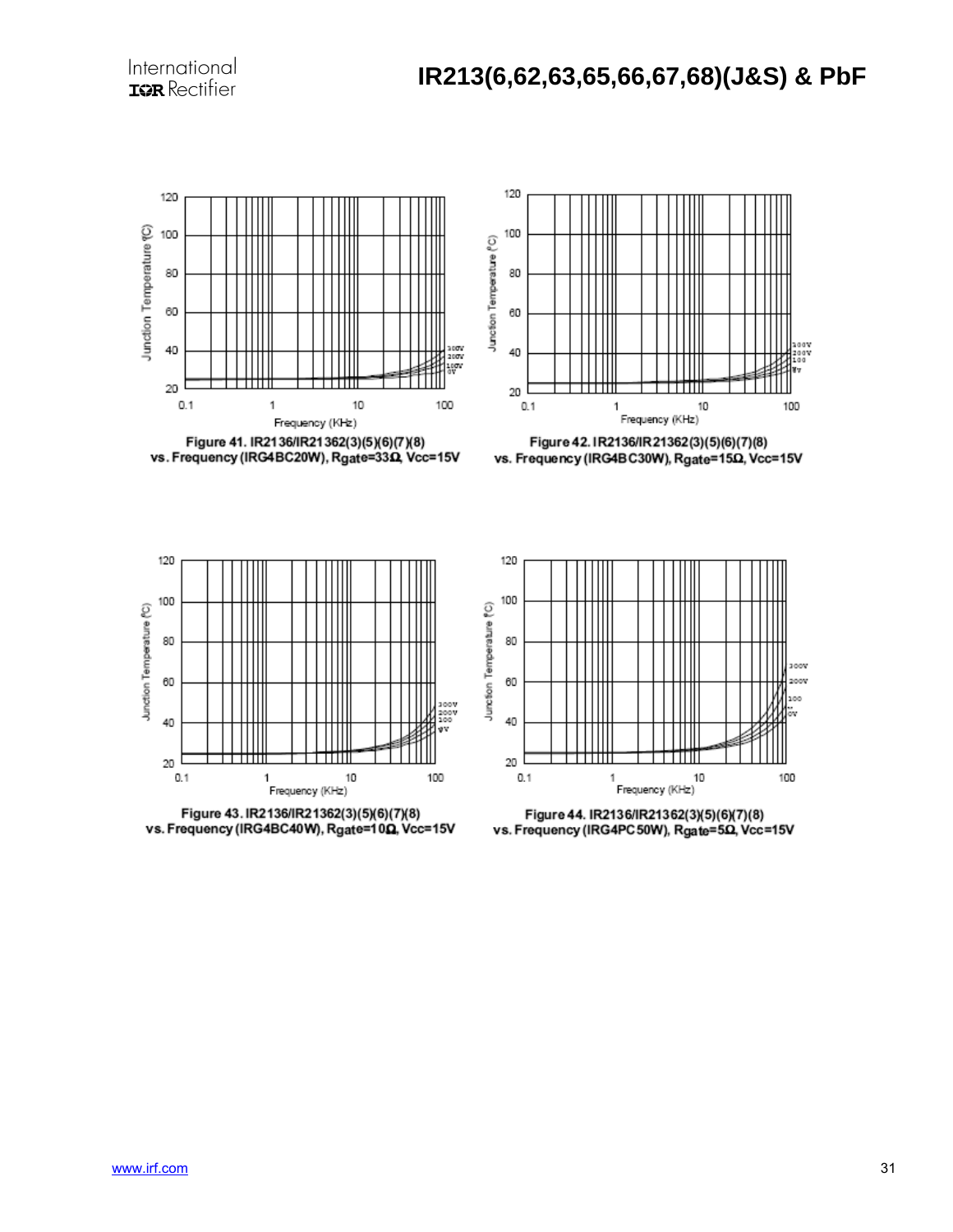Figure 41. IR2136/IR21362(3)(5)(6)(7)(8) vs. Frequency (IRG4BC20W), Rgate=33Ω, Vcc=15V

Figure 42. IR2136/IR21362(3)(5)(6)(7)(8) vs. Frequency (IRG4BC30W), Rgate=15Ω, Vcc=15V

Figure 43. IR2136/IR21362(3)(5)(6)(7)(8) vs. Frequency (IRG4BC40W), Rgate=10Ω, Vcc=15V

Figure 44. IR2136/IR21362(3)(5)(6)(7)(8) vs. Frequency (IRG4PC50W), Rgate=5Ω, Vcc=15V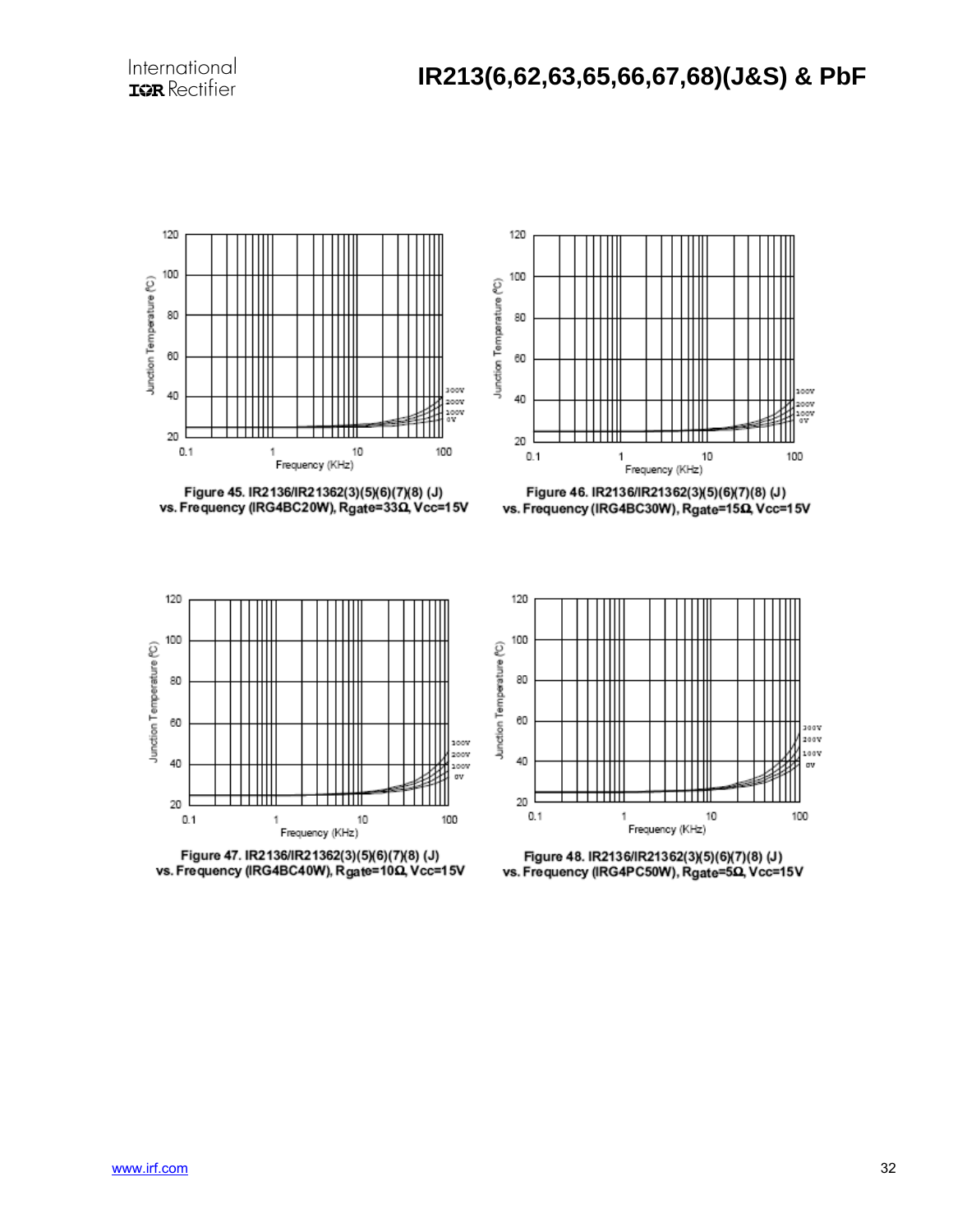Figure 45. IR2136/IR21362(3)(5)(6)(7)(8) (J) vs. Frequency (IRG4BC20W), Rgate=33Ω, Vcc=15V

Figure 46. IR2136/IR21362(3)(5)(6)(7)(8) (J) vs. Frequency (IRG4BC30W), Rgate=15Ω, Vcc=15V

Figure 47. IR2136/IR21362(3)(5)(6)(7)(8) (J) vs. Frequency (IRG4BC40W), Rgate=10Ω, Vcc=15V

Figure 48. IR2136/IR21362(3)(5)(6)(7)(8) (J) vs. Frequency (IRG4PC50W), Rgate=5Ω, Vcc=15V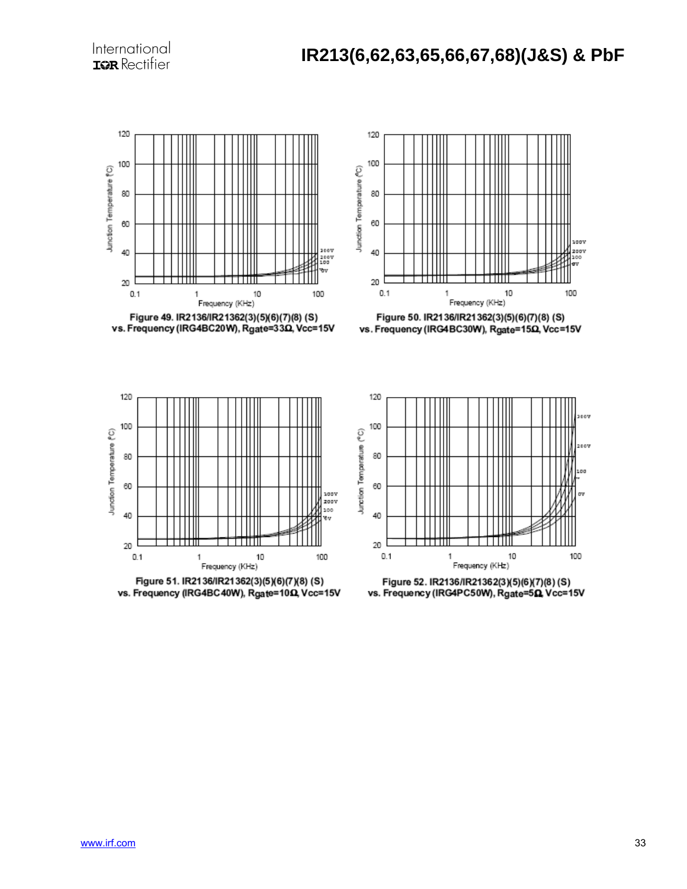Figure 49. IR2136/IR21362(3)(5)(6)(7)(8) (S) vs. Frequency (IRG4BC20W), Rgate=33Ω, Vcc=15V

Figure 50. IR2136/IR21362(3)(5)(6)(7)(8) (S) vs. Frequency (IRG4BC30W), Rgate=15Ω, Vcc=15V

Figure 51. IR2136/IR21362(3)(5)(6)(7)(8) (S) vs. Frequency (IRG4BC40W), Rgate=10Ω, Vcc=15V

Figure 52. IR2136/IR21362(3)(5)(6)(7)(8) (S) vs. Frequency (IRG4PC50W), Rgate=5Ω, Vcc=15V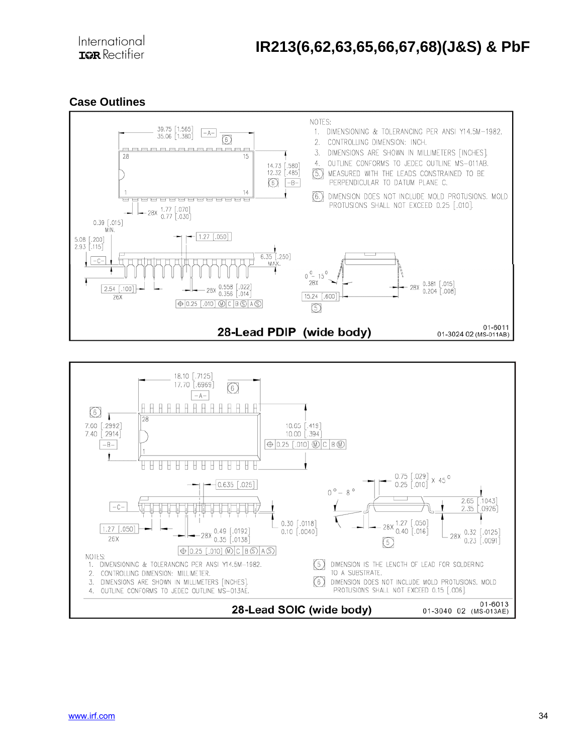## Case Outlines

NOTES:

1. DIMENSIONING & TOLERANCING PER ANSI Y14.5M-1982.
2. CONTROLLING DIMENSION: INCH.
3. DIMENSIONS ARE SHOWN IN MILLIMETERS [INCHES].
4. OUTLINE CONFORMS TO JEDEC OUTLINE MS-011AB.
5. MEASURED WITH THE LEADS CONSTRAINED TO BE PERPENDICULAR TO DATUM PLANE C.
6. DIMENSION DOES NOT INCLUDE MOLD PROTUSIONS. MOLD PROTUSIONS SHALL NOT EXCEED 0.25 [.010].

39.75 [1.565] 35.06 [1.380] -A- 6

28 15 1 14

14.73 [.580] 12.32 [.485] 6 -B-

28X 1.77 [.070] 0.77 [.030]

0.39 [.015] MIN.

5.08 [.200] 2.93 [.115]

1.27 [.050]

6.35 [.250] MAX.

-C-

2.54 [.100] 26X

28X 0.558 [.022] 0.356 [.014]

⊕ 0.25 [.010] Ⓜ C B Ⓢ A Ⓢ

0° - 15° 28X

28X 0.381 [.015] 0.204 [.008]

15.24 [.600] 5

**28-Lead PDIP (wide body)**

01-6011
01-3024 02 (MS-011AB)

18.10 [.7125] 17.70 [.6969] 6 -A-

6

7.60 [.2992] 7.40 [.2914] -B-

28 1

10.65 [.419] 10.00 [.394]

⊕ 0.25 [.010] Ⓜ C B Ⓜ

0.635 [.025]

0° - 8°

0.75 [.029] 0.25 [.010] X 45°

-C-

2.65 [.1043] 2.35 [.0926]

0.30 [.0118] 0.10 [.0040]

1.27 [.050] 26X

28X 0.49 [.0192] 0.35 [.0138]

28X 1.27 [.050] 0.40 [.016] 5

28X 0.32 [.0125] 0.23 [.0091]

⊕ 0.25 [.010] Ⓜ C B Ⓢ A Ⓢ

NOTES:

1. DIMENSIONING & TOLERANCING PER ANSI Y14.5M-1982.
2. CONTROLLING DIMENSION: MILLIMETER.
3. DIMENSIONS ARE SHOWN IN MILLIMETERS [INCHES].
4. OUTLINE CONFORMS TO JEDEC OUTLINE MS-013AE.
5. DIMENSION IS THE LENGTH OF LEAD FOR SOLDERING TO A SUBSTRATE.
6. DIMENSION DOES NOT INCLUDE MOLD PROTUSIONS. MOLD PROTUSIONS SHALL NOT EXCEED 0.15 [.006].

**28-Lead SOIC (wide body)**

01-6013
01-3040 02 (MS-013AE)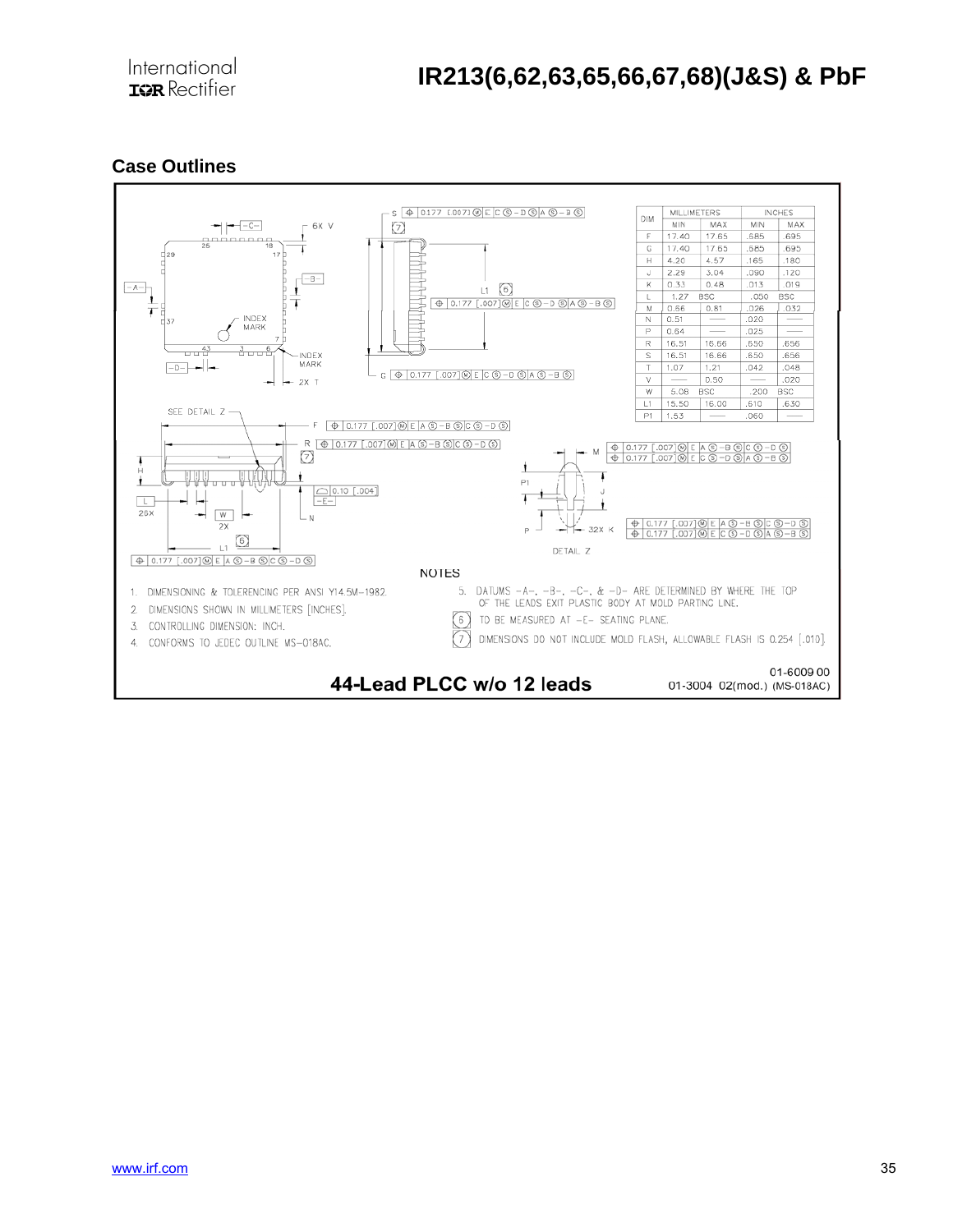## Case Outlines

| DIM | MILLIMETERS | | INCHES | |
|---|---|---|---|---|
| | MIN | MAX | MIN | MAX |
| F | 17.40 | 17.65 | .685 | .695 |
| G | 17.40 | 17.65 | .685 | .695 |
| H | 4.20 | 4.57 | .165 | .180 |
| J | 2.29 | 3.04 | .090 | .120 |
| K | 0.33 | 0.48 | .013 | .019 |
| L | 1.27 | BSC | .050 | BSC |
| M | 0.66 | 0.81 | .026 | .032 |
| N | 0.51 | —— | .020 | —— |
| P | 0.64 | —— | .025 | —— |
| R | 16.51 | 16.66 | .650 | .656 |
| S | 16.51 | 16.66 | .650 | .656 |
| T | 1.07 | 1.21 | .042 | .048 |
| V | —— | 0.50 | —— | .020 |
| W | 5.08 | BSC | .200 | BSC |
| L1 | 15.50 | 16.00 | .610 | .630 |
| P1 | 1.53 | —— | .060 | —— |

NOTES

1. DIMENSIONING & TOLERENCING PER ANSI Y14.5M-1982.
2. DIMENSIONS SHOWN IN MILLIMETERS [INCHES].
3. CONTROLLING DIMENSION: INCH.
4. CONFORMS TO JEDEC OUTLINE MS-018AC.
5. DATUMS -A-, -B-, -C-, & -D- ARE DETERMINED BY WHERE THE TOP OF THE LEADS EXIT PLASTIC BODY AT MOLD PARTING LINE.
6. TO BE MEASURED AT -E- SEATING PLANE.
7. DIMENSIONS DO NOT INCLUDE MOLD FLASH, ALLOWABLE FLASH IS 0.254 [.010].

**44-Lead PLCC w/o 12 leads**

01-6009 00
01-3004 02(mod.) (MS-018AC)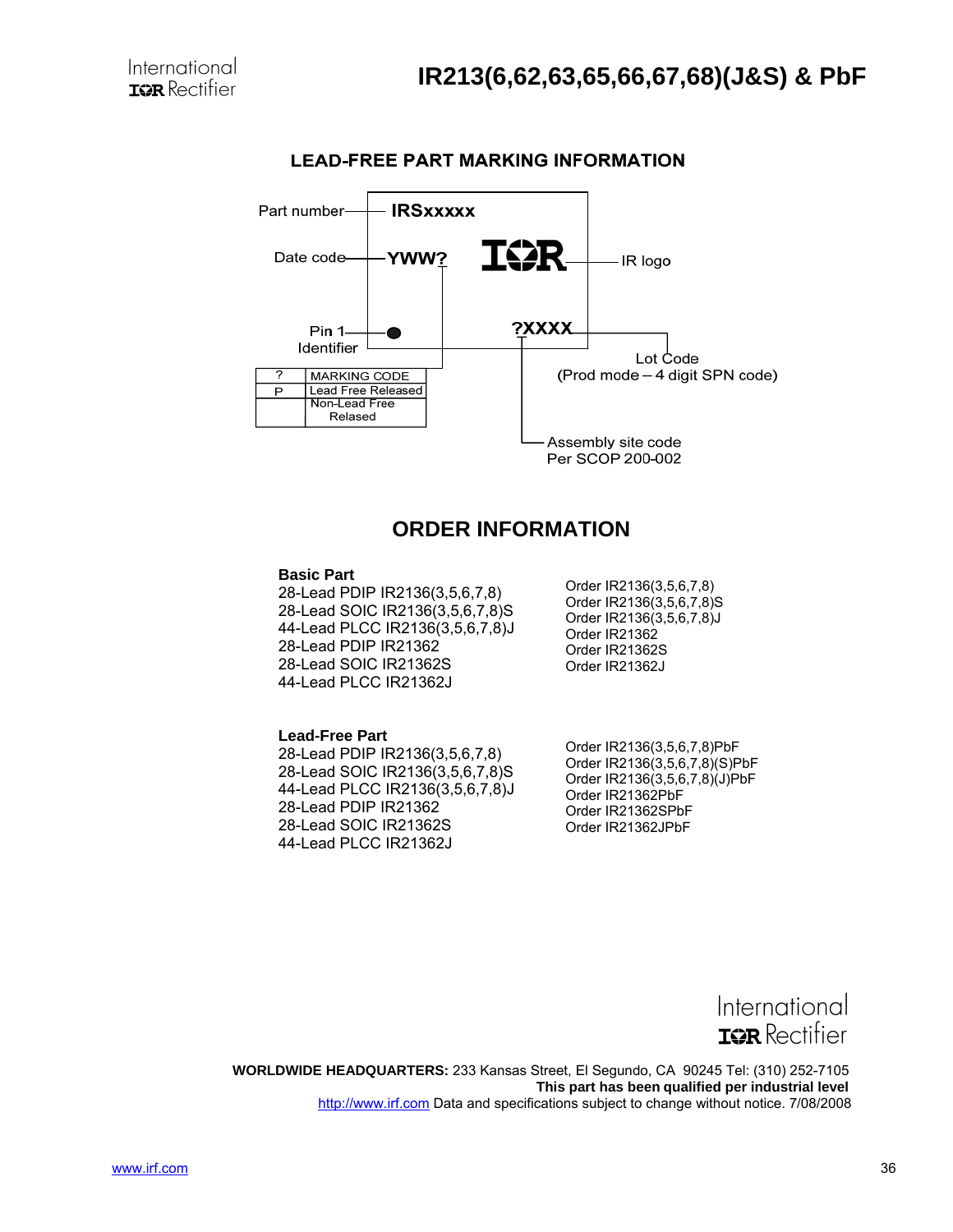## LEAD-FREE PART MARKING INFORMATION

Part number — IRSxxxxx

Date code — YWW?

IR logo

Pin 1 Identifier

?XXXX

Lot Code (Prod mode – 4 digit SPN code)

Assembly site code Per SCOP 200-002

| ? | MARKING CODE |
|---|---|
| P | Lead Free Released |
| | Non-Lead Free Relased |

## ORDER INFORMATION

**Basic Part**

| | |
|---|---|
| 28-Lead PDIP IR2136(3,5,6,7,8) | Order IR2136(3,5,6,7,8) |
| 28-Lead SOIC IR2136(3,5,6,7,8)S | Order IR2136(3,5,6,7,8)S |
| 44-Lead PLCC IR2136(3,5,6,7,8)J | Order IR2136(3,5,6,7,8)J |
| 28-Lead PDIP IR21362 | Order IR21362 |
| 28-Lead SOIC IR21362S | Order IR21362S |
| 44-Lead PLCC IR21362J | Order IR21362J |

**Lead-Free Part**

| | |
|---|---|
| 28-Lead PDIP IR2136(3,5,6,7,8) | Order IR2136(3,5,6,7,8)PbF |
| 28-Lead SOIC IR2136(3,5,6,7,8)S | Order IR2136(3,5,6,7,8)(S)PbF |
| 44-Lead PLCC IR2136(3,5,6,7,8)J | Order IR2136(3,5,6,7,8)(J)PbF |
| 28-Lead PDIP IR21362 | Order IR21362PbF |
| 28-Lead SOIC IR21362S | Order IR21362SPbF |
| 44-Lead PLCC IR21362J | Order IR21362JPbF |

International IOR Rectifier

**WORLDWIDE HEADQUARTERS:** 233 Kansas Street, El Segundo, CA 90245 Tel: (310) 252-7105

**This part has been qualified per industrial level**

http://www.irf.com Data and specifications subject to change without notice. 7/08/2008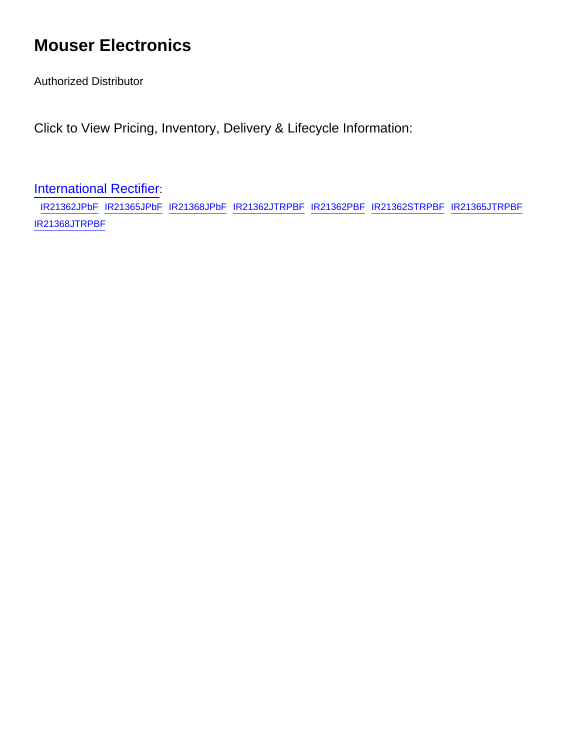# Mouser Electronics

Authorized Distributor

Click to View Pricing, Inventory, Delivery & Lifecycle Information:

International Rectifier:

IR21362JPbF IR21365JPbF IR21368JPbF IR21362JTRPBF IR21362PBF IR21362STRPBF IR21365JTRPBF IR21368JTRPBF